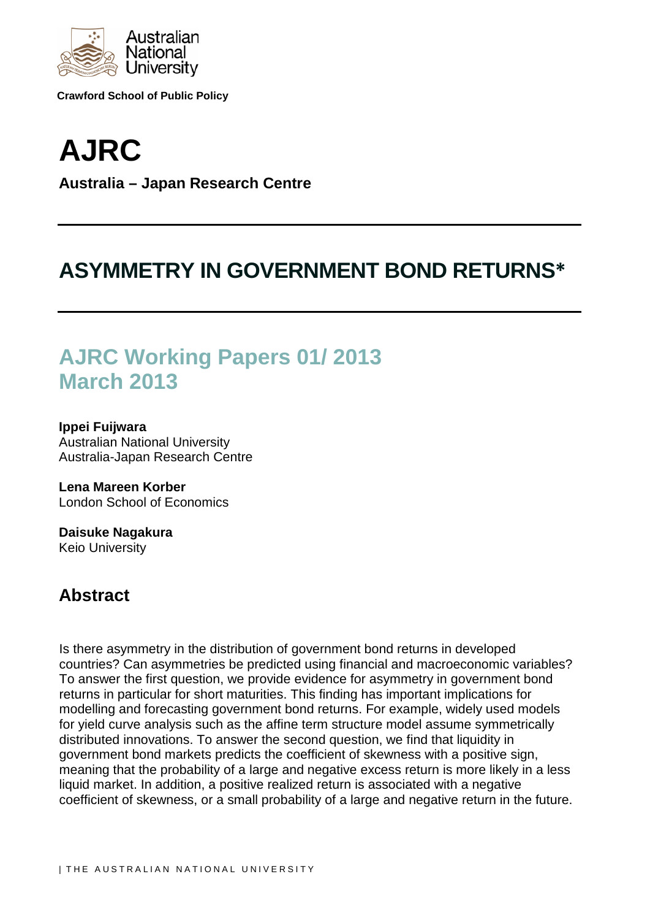Australian National University

**Crawford School of Public Policy**

# AJRC

**Australia – Japan Research Centre**

---

# ASYMMETRY IN GOVERNMENT BOND RETURNS*

---

## AJRC Working Papers 01/ 2013
## March 2013

**Ippei Fuijwara**
Australian National University
Australia-Japan Research Centre

**Lena Mareen Korber**
London School of Economics

**Daisuke Nagakura**
Keio University

## Abstract

Is there asymmetry in the distribution of government bond returns in developed countries? Can asymmetries be predicted using financial and macroeconomic variables? To answer the first question, we provide evidence for asymmetry in government bond returns in particular for short maturities. This finding has important implications for modelling and forecasting government bond returns. For example, widely used models for yield curve analysis such as the affine term structure model assume symmetrically distributed innovations. To answer the second question, we find that liquidity in government bond markets predicts the coefficient of skewness with a positive sign, meaning that the probability of a large and negative excess return is more likely in a less liquid market. In addition, a positive realized return is associated with a negative coefficient of skewness, or a small probability of a large and negative return in the future.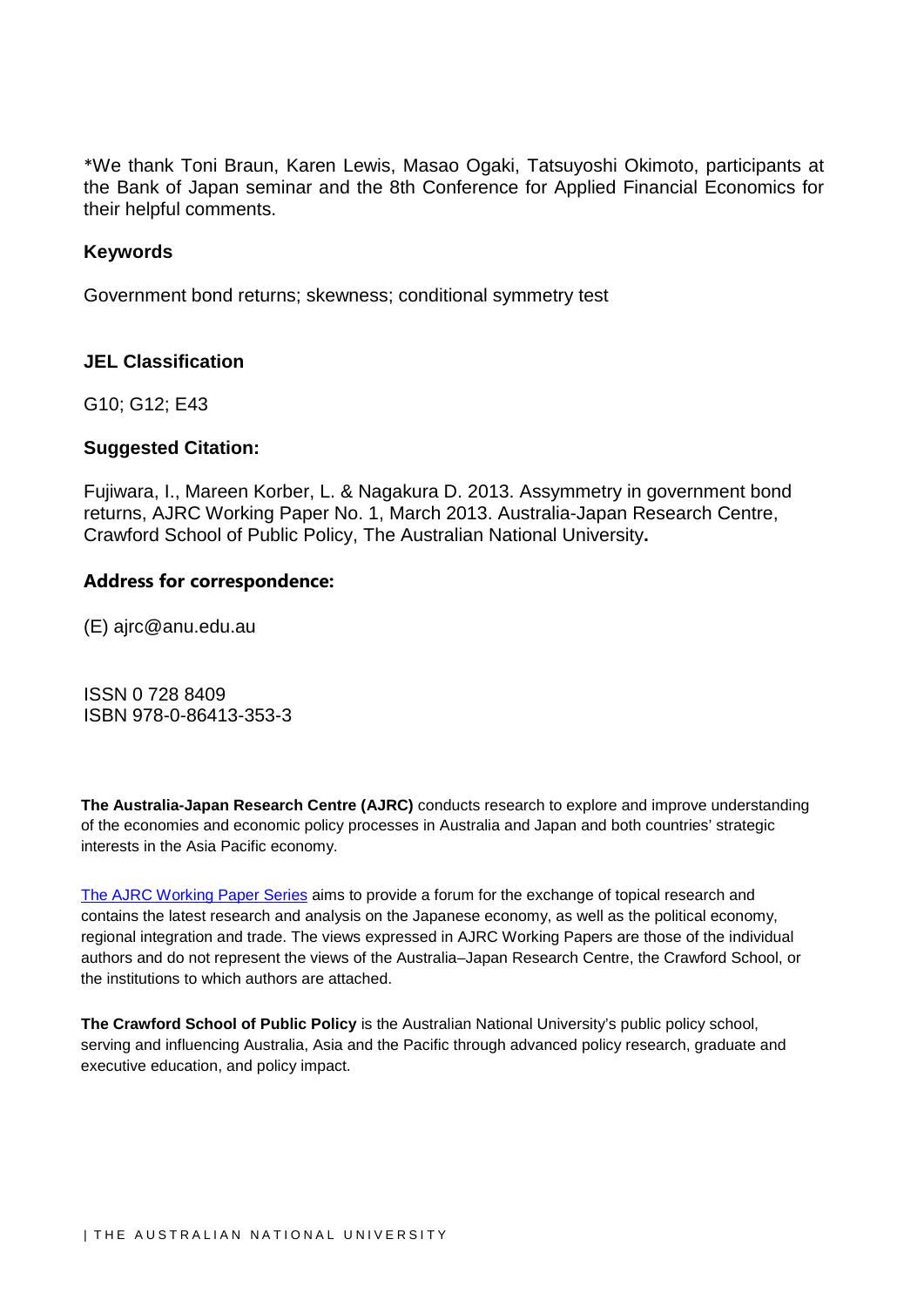*We thank Toni Braun, Karen Lewis, Masao Ogaki, Tatsuyoshi Okimoto, participants at the Bank of Japan seminar and the 8th Conference for Applied Financial Economics for their helpful comments.

### Keywords

Government bond returns; skewness; conditional symmetry test

### JEL Classification

G10; G12; E43

### Suggested Citation:

Fujiwara, I., Mareen Korber, L. & Nagakura D. 2013. Assymmetry in government bond returns, AJRC Working Paper No. 1, March 2013. Australia-Japan Research Centre, Crawford School of Public Policy, The Australian National University**.**

### Address for correspondence:

(E) ajrc@anu.edu.au

ISSN 0 728 8409
ISBN 978-0-86413-353-3

**The Australia-Japan Research Centre (AJRC)** conducts research to explore and improve understanding of the economies and economic policy processes in Australia and Japan and both countries' strategic interests in the Asia Pacific economy.

The AJRC Working Paper Series aims to provide a forum for the exchange of topical research and contains the latest research and analysis on the Japanese economy, as well as the political economy, regional integration and trade. The views expressed in AJRC Working Papers are those of the individual authors and do not represent the views of the Australia–Japan Research Centre, the Crawford School, or the institutions to which authors are attached.

**The Crawford School of Public Policy** is the Australian National University's public policy school, serving and influencing Australia, Asia and the Pacific through advanced policy research, graduate and executive education, and policy impact.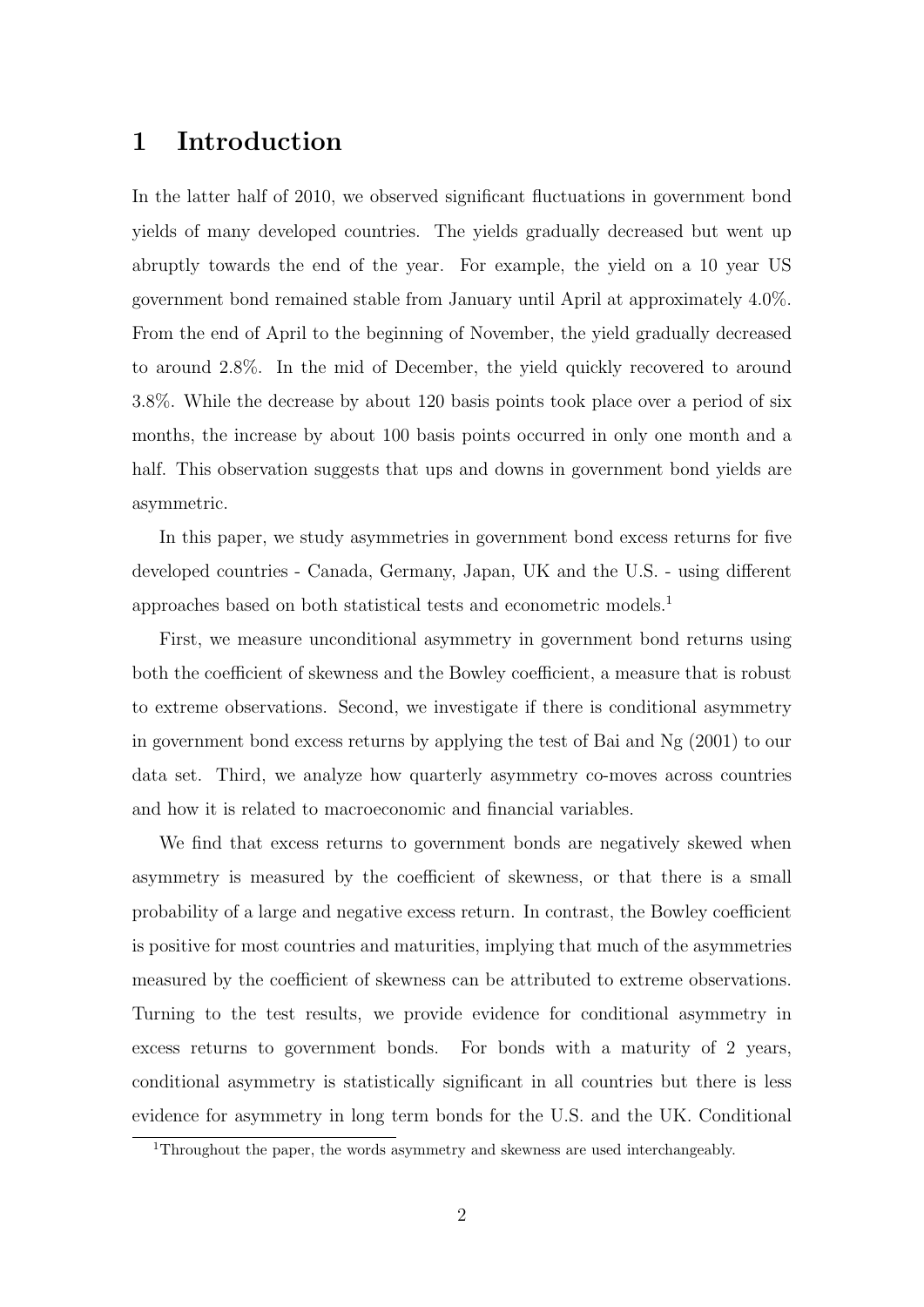# 1 Introduction

In the latter half of 2010, we observed significant fluctuations in government bond yields of many developed countries. The yields gradually decreased but went up abruptly towards the end of the year. For example, the yield on a 10 year US government bond remained stable from January until April at approximately 4.0%. From the end of April to the beginning of November, the yield gradually decreased to around 2.8%. In the mid of December, the yield quickly recovered to around 3.8%. While the decrease by about 120 basis points took place over a period of six months, the increase by about 100 basis points occurred in only one month and a half. This observation suggests that ups and downs in government bond yields are asymmetric.

In this paper, we study asymmetries in government bond excess returns for five developed countries - Canada, Germany, Japan, UK and the U.S. - using different approaches based on both statistical tests and econometric models.[1]

First, we measure unconditional asymmetry in government bond returns using both the coefficient of skewness and the Bowley coefficient, a measure that is robust to extreme observations. Second, we investigate if there is conditional asymmetry in government bond excess returns by applying the test of Bai and Ng (2001) to our data set. Third, we analyze how quarterly asymmetry co-moves across countries and how it is related to macroeconomic and financial variables.

We find that excess returns to government bonds are negatively skewed when asymmetry is measured by the coefficient of skewness, or that there is a small probability of a large and negative excess return. In contrast, the Bowley coefficient is positive for most countries and maturities, implying that much of the asymmetries measured by the coefficient of skewness can be attributed to extreme observations. Turning to the test results, we provide evidence for conditional asymmetry in excess returns to government bonds. For bonds with a maturity of 2 years, conditional asymmetry is statistically significant in all countries but there is less evidence for asymmetry in long term bonds for the U.S. and the UK. Conditional

[1] Throughout the paper, the words asymmetry and skewness are used interchangeably.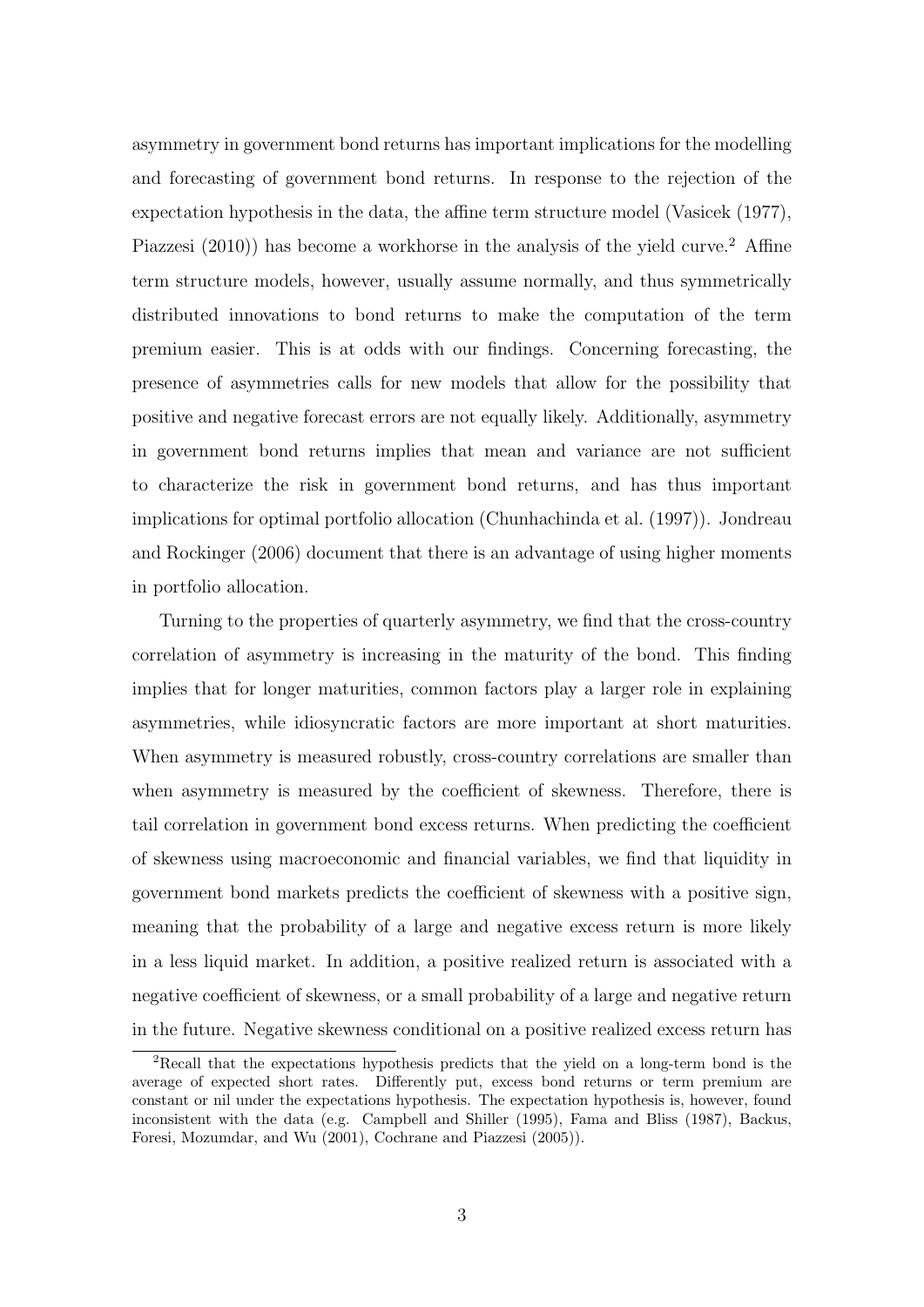asymmetry in government bond returns has important implications for the modelling and forecasting of government bond returns. In response to the rejection of the expectation hypothesis in the data, the affine term structure model (Vasicek (1977), Piazzesi (2010)) has become a workhorse in the analysis of the yield curve.[2] Affine term structure models, however, usually assume normally, and thus symmetrically distributed innovations to bond returns to make the computation of the term premium easier. This is at odds with our findings. Concerning forecasting, the presence of asymmetries calls for new models that allow for the possibility that positive and negative forecast errors are not equally likely. Additionally, asymmetry in government bond returns implies that mean and variance are not sufficient to characterize the risk in government bond returns, and has thus important implications for optimal portfolio allocation (Chunhachinda et al. (1997)). Jondreau and Rockinger (2006) document that there is an advantage of using higher moments in portfolio allocation.

Turning to the properties of quarterly asymmetry, we find that the cross-country correlation of asymmetry is increasing in the maturity of the bond. This finding implies that for longer maturities, common factors play a larger role in explaining asymmetries, while idiosyncratic factors are more important at short maturities. When asymmetry is measured robustly, cross-country correlations are smaller than when asymmetry is measured by the coefficient of skewness. Therefore, there is tail correlation in government bond excess returns. When predicting the coefficient of skewness using macroeconomic and financial variables, we find that liquidity in government bond markets predicts the coefficient of skewness with a positive sign, meaning that the probability of a large and negative excess return is more likely in a less liquid market. In addition, a positive realized return is associated with a negative coefficient of skewness, or a small probability of a large and negative return in the future. Negative skewness conditional on a positive realized excess return has

[2] Recall that the expectations hypothesis predicts that the yield on a long-term bond is the average of expected short rates. Differently put, excess bond returns or term premium are constant or nil under the expectations hypothesis. The expectation hypothesis is, however, found inconsistent with the data (e.g. Campbell and Shiller (1995), Fama and Bliss (1987), Backus, Foresi, Mozumdar, and Wu (2001), Cochrane and Piazzesi (2005)).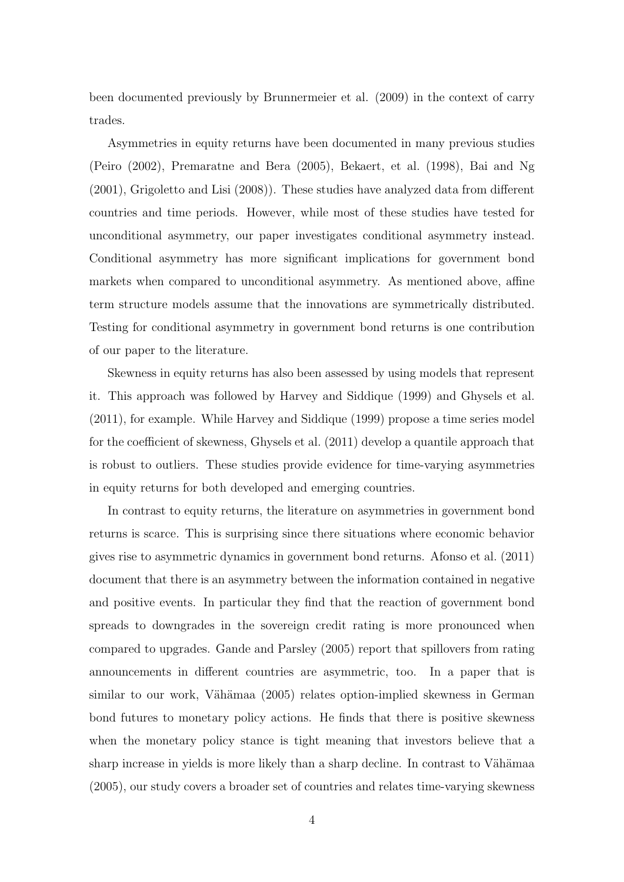been documented previously by Brunnermeier et al. (2009) in the context of carry trades.

Asymmetries in equity returns have been documented in many previous studies (Peiro (2002), Premaratne and Bera (2005), Bekaert, et al. (1998), Bai and Ng (2001), Grigoletto and Lisi (2008)). These studies have analyzed data from different countries and time periods. However, while most of these studies have tested for unconditional asymmetry, our paper investigates conditional asymmetry instead. Conditional asymmetry has more significant implications for government bond markets when compared to unconditional asymmetry. As mentioned above, affine term structure models assume that the innovations are symmetrically distributed. Testing for conditional asymmetry in government bond returns is one contribution of our paper to the literature.

Skewness in equity returns has also been assessed by using models that represent it. This approach was followed by Harvey and Siddique (1999) and Ghysels et al. (2011), for example. While Harvey and Siddique (1999) propose a time series model for the coefficient of skewness, Ghysels et al. (2011) develop a quantile approach that is robust to outliers. These studies provide evidence for time-varying asymmetries in equity returns for both developed and emerging countries.

In contrast to equity returns, the literature on asymmetries in government bond returns is scarce. This is surprising since there situations where economic behavior gives rise to asymmetric dynamics in government bond returns. Afonso et al. (2011) document that there is an asymmetry between the information contained in negative and positive events. In particular they find that the reaction of government bond spreads to downgrades in the sovereign credit rating is more pronounced when compared to upgrades. Gande and Parsley (2005) report that spillovers from rating announcements in different countries are asymmetric, too. In a paper that is similar to our work, Vähämaa (2005) relates option-implied skewness in German bond futures to monetary policy actions. He finds that there is positive skewness when the monetary policy stance is tight meaning that investors believe that a sharp increase in yields is more likely than a sharp decline. In contrast to Vähämaa (2005), our study covers a broader set of countries and relates time-varying skewness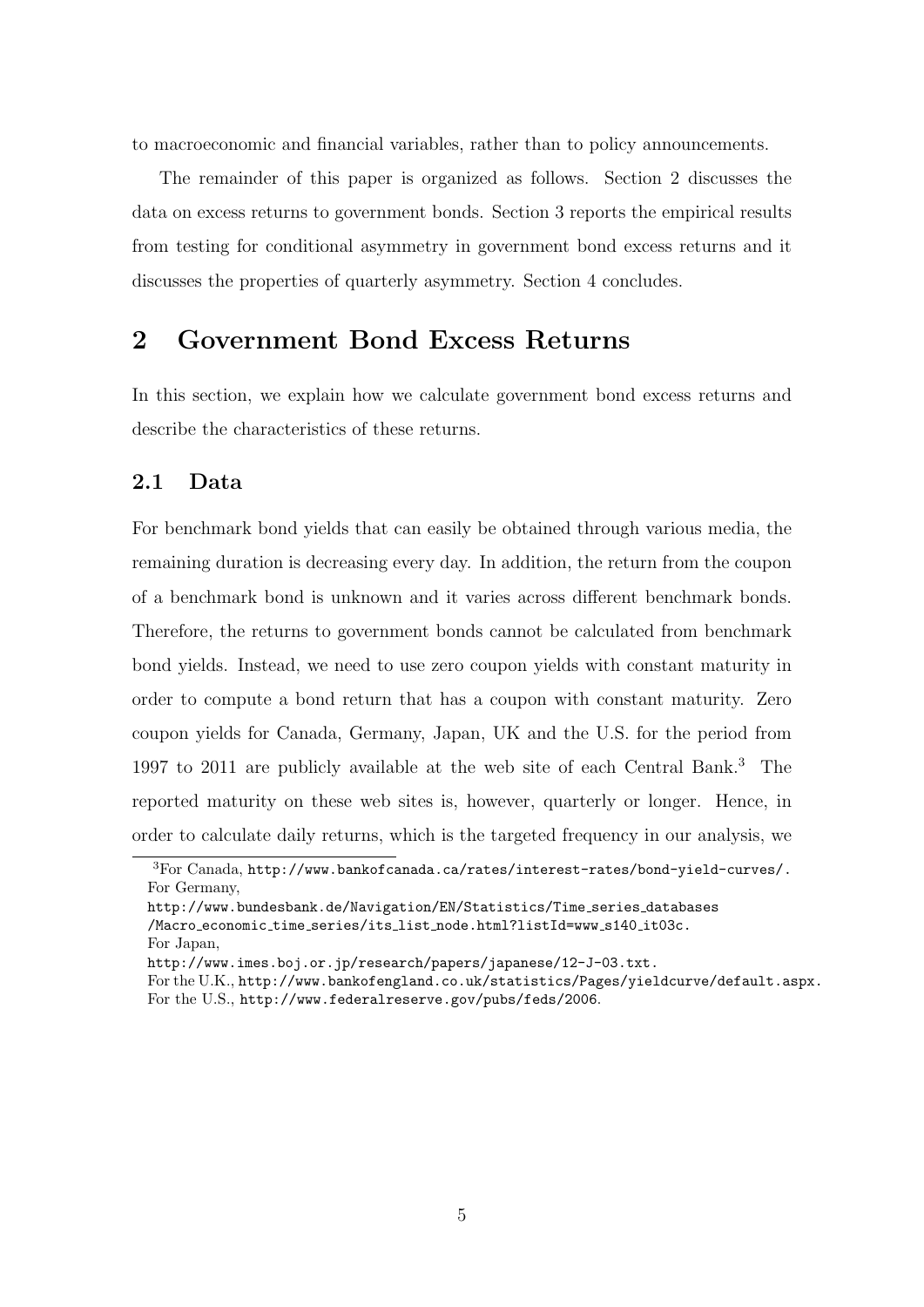to macroeconomic and financial variables, rather than to policy announcements.

The remainder of this paper is organized as follows. Section 2 discusses the data on excess returns to government bonds. Section 3 reports the empirical results from testing for conditional asymmetry in government bond excess returns and it discusses the properties of quarterly asymmetry. Section 4 concludes.

# 2 Government Bond Excess Returns

In this section, we explain how we calculate government bond excess returns and describe the characteristics of these returns.

## 2.1 Data

For benchmark bond yields that can easily be obtained through various media, the remaining duration is decreasing every day. In addition, the return from the coupon of a benchmark bond is unknown and it varies across different benchmark bonds. Therefore, the returns to government bonds cannot be calculated from benchmark bond yields. Instead, we need to use zero coupon yields with constant maturity in order to compute a bond return that has a coupon with constant maturity. Zero coupon yields for Canada, Germany, Japan, UK and the U.S. for the period from 1997 to 2011 are publicly available at the web site of each Central Bank.[3] The reported maturity on these web sites is, however, quarterly or longer. Hence, in order to calculate daily returns, which is the targeted frequency in our analysis, we

[3] For Canada, http://www.bankofcanada.ca/rates/interest-rates/bond-yield-curves/. For Germany, http://www.bundesbank.de/Navigation/EN/Statistics/Time_series_databases /Macro_economic_time_series/its_list_node.html?listId=www_s140_it03c. For Japan, http://www.imes.boj.or.jp/research/papers/japanese/12-J-03.txt. For the U.K., http://www.bankofengland.co.uk/statistics/Pages/yieldcurve/default.aspx. For the U.S., http://www.federalreserve.gov/pubs/feds/2006.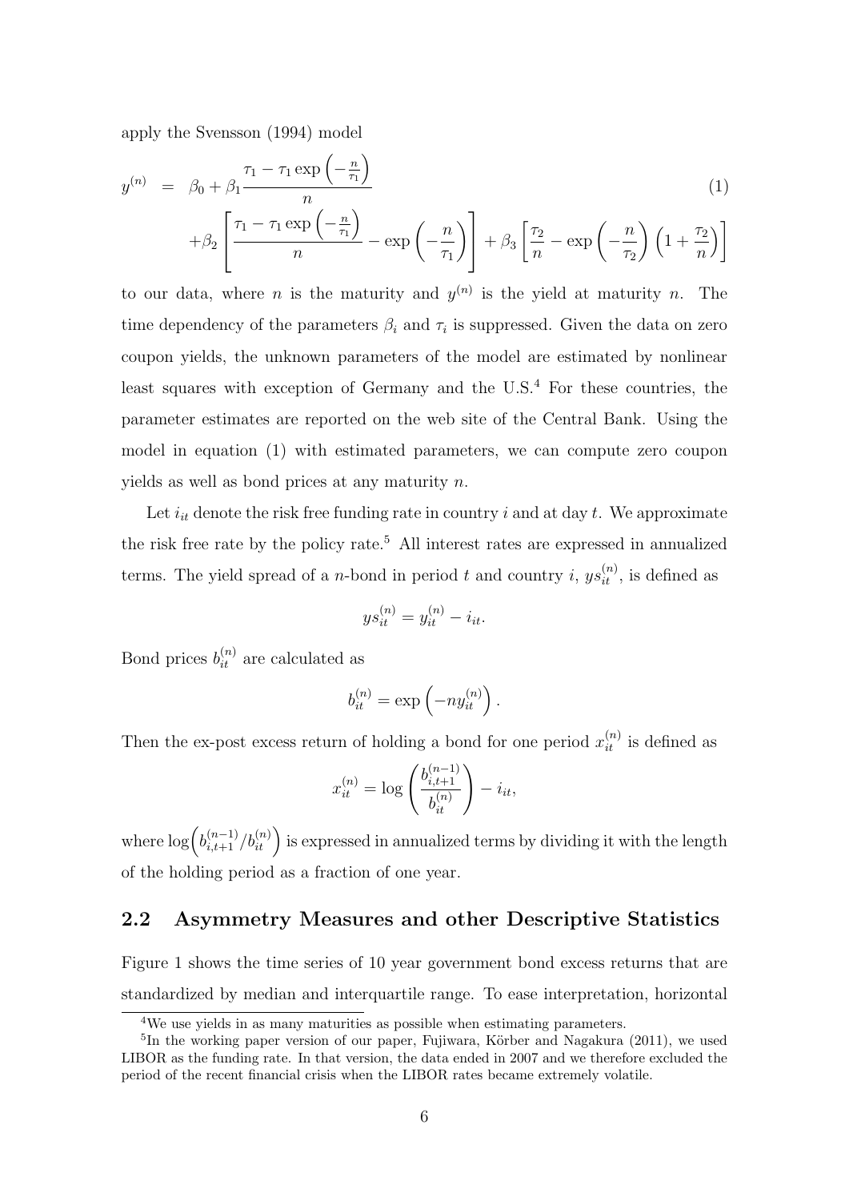apply the Svensson (1994) model

$$
\begin{aligned}
y^{(n)} &= \beta_0 + \beta_1 \frac{\tau_1 - \tau_1 \exp\left(-\frac{n}{\tau_1}\right)}{n} \\
&+ \beta_2 \left[ \frac{\tau_1 - \tau_1 \exp\left(-\frac{n}{\tau_1}\right)}{n} - \exp\left(-\frac{n}{\tau_1}\right) \right] + \beta_3 \left[ \frac{\tau_2}{n} - \exp\left(-\frac{n}{\tau_2}\right)\left(1 + \frac{\tau_2}{n}\right) \right]
\end{aligned} \tag{1}
$$

to our data, where $n$ is the maturity and $y^{(n)}$ is the yield at maturity $n$. The time dependency of the parameters $\beta_i$ and $\tau_i$ is suppressed. Given the data on zero coupon yields, the unknown parameters of the model are estimated by nonlinear least squares with exception of Germany and the U.S.[4] For these countries, the parameter estimates are reported on the web site of the Central Bank. Using the model in equation (1) with estimated parameters, we can compute zero coupon yields as well as bond prices at any maturity $n$.

Let $i_{it}$ denote the risk free funding rate in country $i$ and at day $t$. We approximate the risk free rate by the policy rate.[5] All interest rates are expressed in annualized terms. The yield spread of a $n$-bond in period $t$ and country $i$, $ys_{it}^{(n)}$, is defined as

$$
ys_{it}^{(n)} = y_{it}^{(n)} - i_{it}.
$$

Bond prices $b_{it}^{(n)}$ are calculated as

$$
b_{it}^{(n)} = \exp\left(-n y_{it}^{(n)}\right).
$$

Then the ex-post excess return of holding a bond for one period $x_{it}^{(n)}$ is defined as

$$
x_{it}^{(n)} = \log\left(\frac{b_{i,t+1}^{(n-1)}}{b_{it}^{(n)}}\right) - i_{it},
$$

where $\log\left(b_{i,t+1}^{(n-1)}/b_{it}^{(n)}\right)$ is expressed in annualized terms by dividing it with the length of the holding period as a fraction of one year.

## 2.2 Asymmetry Measures and other Descriptive Statistics

Figure 1 shows the time series of 10 year government bond excess returns that are standardized by median and interquartile range. To ease interpretation, horizontal

---

[4] We use yields in as many maturities as possible when estimating parameters.

[5] In the working paper version of our paper, Fujiwara, Körber and Nagakura (2011), we used LIBOR as the funding rate. In that version, the data ended in 2007 and we therefore excluded the period of the recent financial crisis when the LIBOR rates became extremely volatile.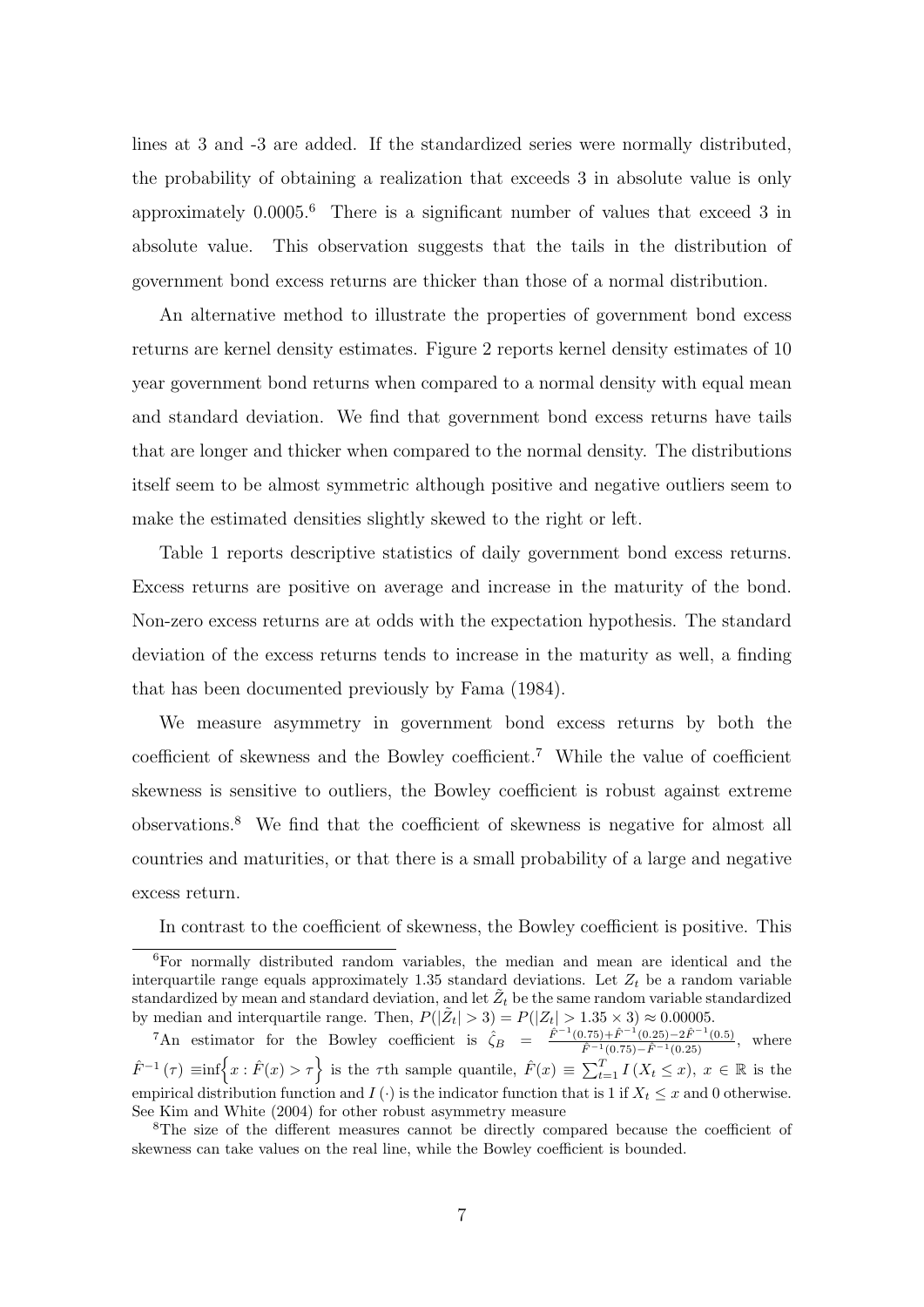lines at 3 and -3 are added. If the standardized series were normally distributed, the probability of obtaining a realization that exceeds 3 in absolute value is only approximately 0.0005.[6] There is a significant number of values that exceed 3 in absolute value. This observation suggests that the tails in the distribution of government bond excess returns are thicker than those of a normal distribution.

An alternative method to illustrate the properties of government bond excess returns are kernel density estimates. Figure 2 reports kernel density estimates of 10 year government bond returns when compared to a normal density with equal mean and standard deviation. We find that government bond excess returns have tails that are longer and thicker when compared to the normal density. The distributions itself seem to be almost symmetric although positive and negative outliers seem to make the estimated densities slightly skewed to the right or left.

Table 1 reports descriptive statistics of daily government bond excess returns. Excess returns are positive on average and increase in the maturity of the bond. Non-zero excess returns are at odds with the expectation hypothesis. The standard deviation of the excess returns tends to increase in the maturity as well, a finding that has been documented previously by Fama (1984).

We measure asymmetry in government bond excess returns by both the coefficient of skewness and the Bowley coefficient.[7] While the value of coefficient skewness is sensitive to outliers, the Bowley coefficient is robust against extreme observations.[8] We find that the coefficient of skewness is negative for almost all countries and maturities, or that there is a small probability of a large and negative excess return.

In contrast to the coefficient of skewness, the Bowley coefficient is positive. This

---

[6] For normally distributed random variables, the median and mean are identical and the interquartile range equals approximately 1.35 standard deviations. Let $Z_t$ be a random variable standardized by mean and standard deviation, and let $\tilde{Z}_t$ be the same random variable standardized by median and interquartile range. Then, $P(|\tilde{Z}_t| > 3) = P(|Z_t| > 1.35 \times 3) \approx 0.00005$.

[7] An estimator for the Bowley coefficient is $\hat{\zeta}_B = \frac{\hat{F}^{-1}(0.75)+\hat{F}^{-1}(0.25)-2\hat{F}^{-1}(0.5)}{\hat{F}^{-1}(0.75)-\hat{F}^{-1}(0.25)}$, where $\hat{F}^{-1}(\tau) \equiv \inf\left\{x : \hat{F}(x) > \tau\right\}$ is the $\tau$th sample quantile, $\hat{F}(x) \equiv \sum_{t=1}^{T} I(X_t \leq x)$, $x \in \mathbb{R}$ is the empirical distribution function and $I(\cdot)$ is the indicator function that is 1 if $X_t \leq x$ and 0 otherwise. See Kim and White (2004) for other robust asymmetry measure

[8] The size of the different measures cannot be directly compared because the coefficient of skewness can take values on the real line, while the Bowley coefficient is bounded.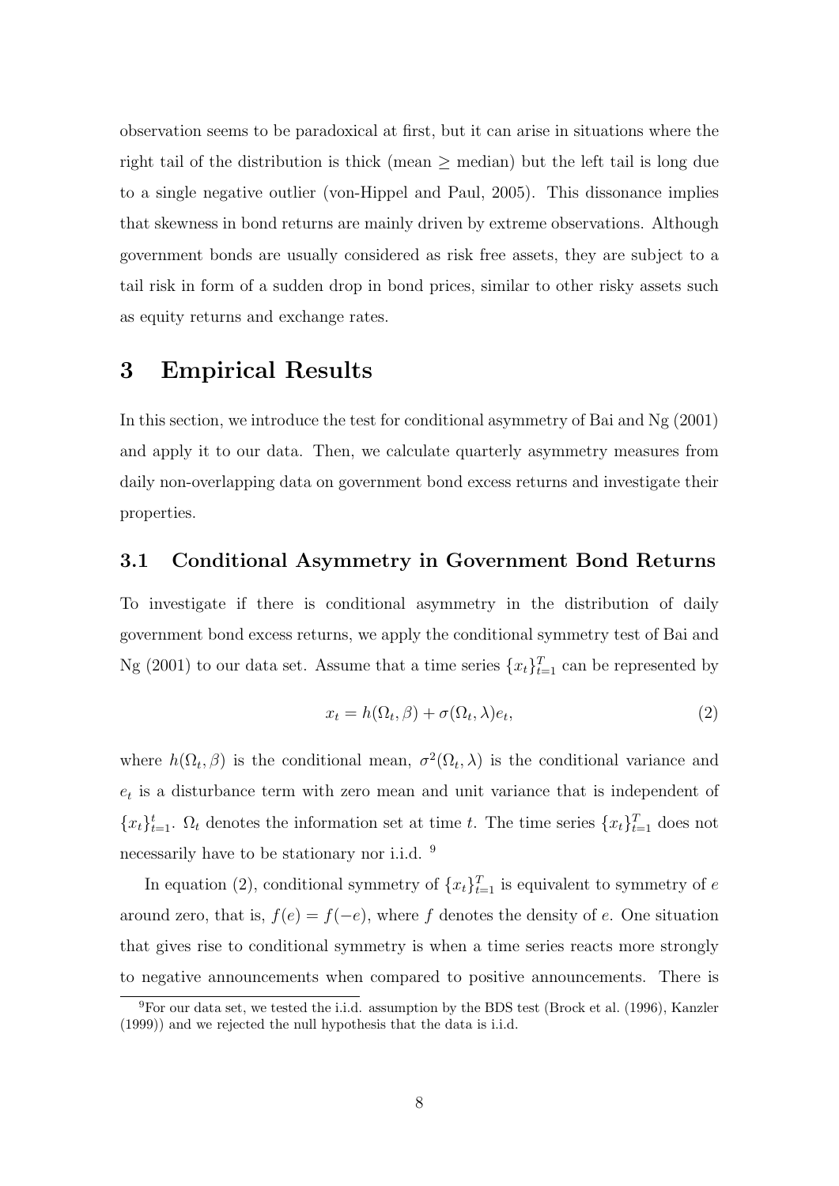observation seems to be paradoxical at first, but it can arise in situations where the right tail of the distribution is thick (mean $\geq$ median) but the left tail is long due to a single negative outlier (von-Hippel and Paul, 2005). This dissonance implies that skewness in bond returns are mainly driven by extreme observations. Although government bonds are usually considered as risk free assets, they are subject to a tail risk in form of a sudden drop in bond prices, similar to other risky assets such as equity returns and exchange rates.

# 3 Empirical Results

In this section, we introduce the test for conditional asymmetry of Bai and Ng (2001) and apply it to our data. Then, we calculate quarterly asymmetry measures from daily non-overlapping data on government bond excess returns and investigate their properties.

## 3.1 Conditional Asymmetry in Government Bond Returns

To investigate if there is conditional asymmetry in the distribution of daily government bond excess returns, we apply the conditional symmetry test of Bai and Ng (2001) to our data set. Assume that a time series $\{x_t\}_{t=1}^T$ can be represented by

$$x_t = h(\Omega_t, \beta) + \sigma(\Omega_t, \lambda)e_t, \tag{2}$$

where $h(\Omega_t, \beta)$ is the conditional mean, $\sigma^2(\Omega_t, \lambda)$ is the conditional variance and $e_t$ is a disturbance term with zero mean and unit variance that is independent of $\{x_t\}_{t=1}^t$. $\Omega_t$ denotes the information set at time $t$. The time series $\{x_t\}_{t=1}^T$ does not necessarily have to be stationary nor i.i.d. [9]

In equation (2), conditional symmetry of $\{x_t\}_{t=1}^T$ is equivalent to symmetry of $e$ around zero, that is, $f(e) = f(-e)$, where $f$ denotes the density of $e$. One situation that gives rise to conditional symmetry is when a time series reacts more strongly to negative announcements when compared to positive announcements. There is

[9] For our data set, we tested the i.i.d. assumption by the BDS test (Brock et al. (1996), Kanzler (1999)) and we rejected the null hypothesis that the data is i.i.d.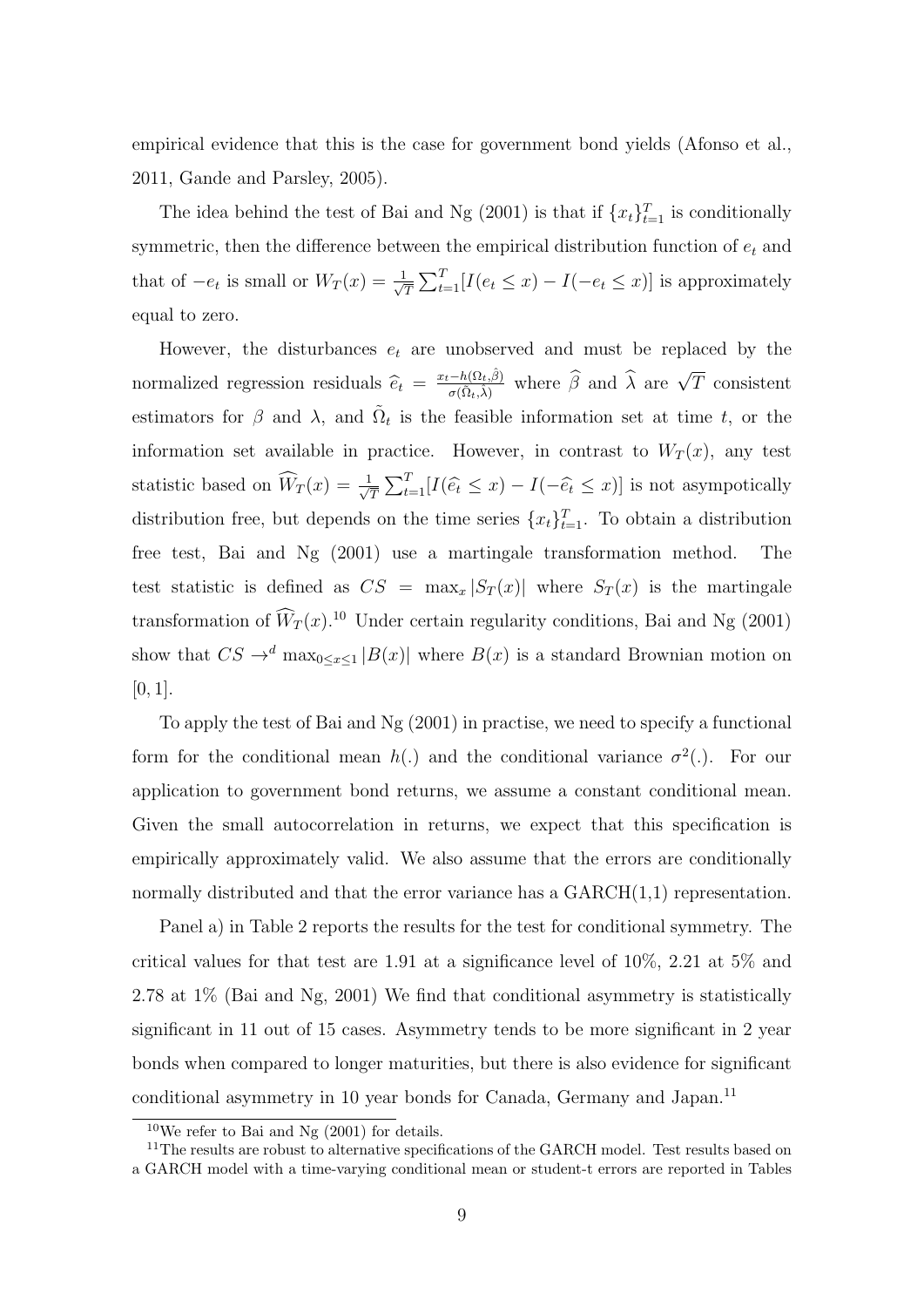empirical evidence that this is the case for government bond yields (Afonso et al., 2011, Gande and Parsley, 2005).

The idea behind the test of Bai and Ng (2001) is that if $\{x_t\}_{t=1}^T$ is conditionally symmetric, then the difference between the empirical distribution function of $e_t$ and that of $-e_t$ is small or $W_T(x) = \frac{1}{\sqrt{T}}\sum_{t=1}^T [I(e_t \leq x) - I(-e_t \leq x)]$ is approximately equal to zero.

However, the disturbances $e_t$ are unobserved and must be replaced by the normalized regression residuals $\widehat{e}_t = \frac{x_t - h(\Omega_t, \hat{\beta})}{\sigma(\tilde{\Omega}_t, \hat{\lambda})}$ where $\widehat{\beta}$ and $\widehat{\lambda}$ are $\sqrt{T}$ consistent estimators for $\beta$ and $\lambda$, and $\tilde{\Omega}_t$ is the feasible information set at time $t$, or the information set available in practice. However, in contrast to $W_T(x)$, any test statistic based on $\widehat{W}_T(x) = \frac{1}{\sqrt{T}}\sum_{t=1}^T [I(\widehat{e}_t \leq x) - I(-\widehat{e}_t \leq x)]$ is not asympotically distribution free, but depends on the time series $\{x_t\}_{t=1}^T$. To obtain a distribution free test, Bai and Ng (2001) use a martingale transformation method. The test statistic is defined as $CS = \max_x |S_T(x)|$ where $S_T(x)$ is the martingale transformation of $\widehat{W}_T(x)$.[10] Under certain regularity conditions, Bai and Ng (2001) show that $CS \rightarrow^d \max_{0 \leq x \leq 1} |B(x)|$ where $B(x)$ is a standard Brownian motion on $[0, 1]$.

To apply the test of Bai and Ng (2001) in practise, we need to specify a functional form for the conditional mean $h(.)$ and the conditional variance $\sigma^2(.)$. For our application to government bond returns, we assume a constant conditional mean. Given the small autocorrelation in returns, we expect that this specification is empirically approximately valid. We also assume that the errors are conditionally normally distributed and that the error variance has a GARCH(1,1) representation.

Panel a) in Table 2 reports the results for the test for conditional symmetry. The critical values for that test are 1.91 at a significance level of 10%, 2.21 at 5% and 2.78 at 1% (Bai and Ng, 2001) We find that conditional asymmetry is statistically significant in 11 out of 15 cases. Asymmetry tends to be more significant in 2 year bonds when compared to longer maturities, but there is also evidence for significant conditional asymmetry in 10 year bonds for Canada, Germany and Japan.[11]

[10] We refer to Bai and Ng (2001) for details.

[11] The results are robust to alternative specifications of the GARCH model. Test results based on a GARCH model with a time-varying conditional mean or student-t errors are reported in Tables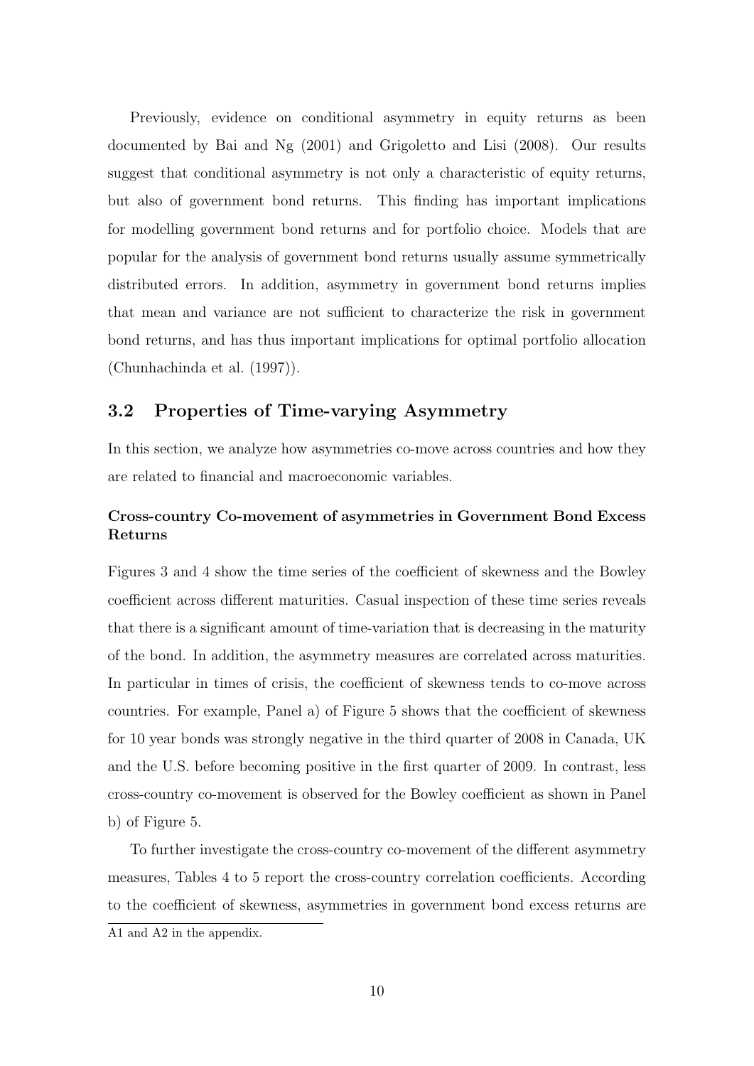Previously, evidence on conditional asymmetry in equity returns as been documented by Bai and Ng (2001) and Grigoletto and Lisi (2008). Our results suggest that conditional asymmetry is not only a characteristic of equity returns, but also of government bond returns. This finding has important implications for modelling government bond returns and for portfolio choice. Models that are popular for the analysis of government bond returns usually assume symmetrically distributed errors. In addition, asymmetry in government bond returns implies that mean and variance are not sufficient to characterize the risk in government bond returns, and has thus important implications for optimal portfolio allocation (Chunhachinda et al. (1997)).

## 3.2 Properties of Time-varying Asymmetry

In this section, we analyze how asymmetries co-move across countries and how they are related to financial and macroeconomic variables.

### Cross-country Co-movement of asymmetries in Government Bond Excess Returns

Figures 3 and 4 show the time series of the coefficient of skewness and the Bowley coefficient across different maturities. Casual inspection of these time series reveals that there is a significant amount of time-variation that is decreasing in the maturity of the bond. In addition, the asymmetry measures are correlated across maturities. In particular in times of crisis, the coefficient of skewness tends to co-move across countries. For example, Panel a) of Figure 5 shows that the coefficient of skewness for 10 year bonds was strongly negative in the third quarter of 2008 in Canada, UK and the U.S. before becoming positive in the first quarter of 2009. In contrast, less cross-country co-movement is observed for the Bowley coefficient as shown in Panel b) of Figure 5.

To further investigate the cross-country co-movement of the different asymmetry measures, Tables 4 to 5 report the cross-country correlation coefficients. According to the coefficient of skewness, asymmetries in government bond excess returns are

A1 and A2 in the appendix.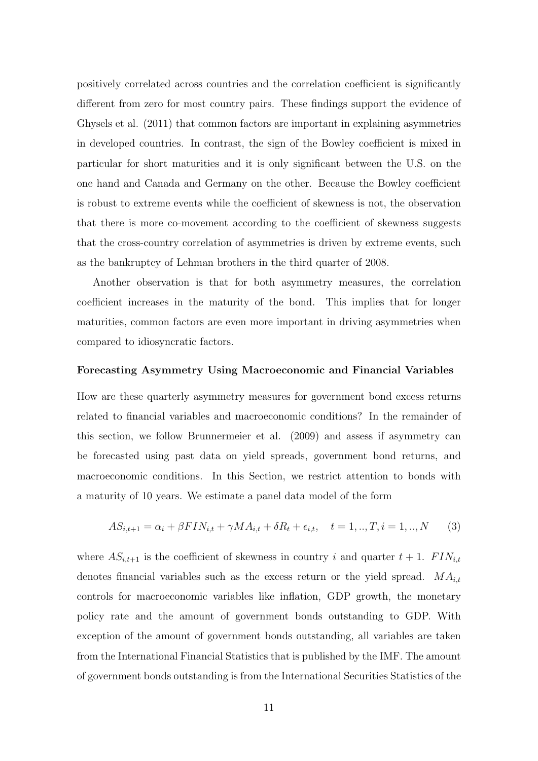positively correlated across countries and the correlation coefficient is significantly different from zero for most country pairs. These findings support the evidence of Ghysels et al. (2011) that common factors are important in explaining asymmetries in developed countries. In contrast, the sign of the Bowley coefficient is mixed in particular for short maturities and it is only significant between the U.S. on the one hand and Canada and Germany on the other. Because the Bowley coefficient is robust to extreme events while the coefficient of skewness is not, the observation that there is more co-movement according to the coefficient of skewness suggests that the cross-country correlation of asymmetries is driven by extreme events, such as the bankruptcy of Lehman brothers in the third quarter of 2008.

Another observation is that for both asymmetry measures, the correlation coefficient increases in the maturity of the bond. This implies that for longer maturities, common factors are even more important in driving asymmetries when compared to idiosyncratic factors.

**Forecasting Asymmetry Using Macroeconomic and Financial Variables**

How are these quarterly asymmetry measures for government bond excess returns related to financial variables and macroeconomic conditions? In the remainder of this section, we follow Brunnermeier et al. (2009) and assess if asymmetry can be forecasted using past data on yield spreads, government bond returns, and macroeconomic conditions. In this Section, we restrict attention to bonds with a maturity of 10 years. We estimate a panel data model of the form

$$AS_{i,t+1} = \alpha_i + \beta FIN_{i,t} + \gamma MA_{i,t} + \delta R_t + \epsilon_{i,t}, \quad t = 1,..,T, i = 1,..,N \qquad (3)$$

where $AS_{i,t+1}$ is the coefficient of skewness in country $i$ and quarter $t+1$. $FIN_{i,t}$ denotes financial variables such as the excess return or the yield spread. $MA_{i,t}$ controls for macroeconomic variables like inflation, GDP growth, the monetary policy rate and the amount of government bonds outstanding to GDP. With exception of the amount of government bonds outstanding, all variables are taken from the International Financial Statistics that is published by the IMF. The amount of government bonds outstanding is from the International Securities Statistics of the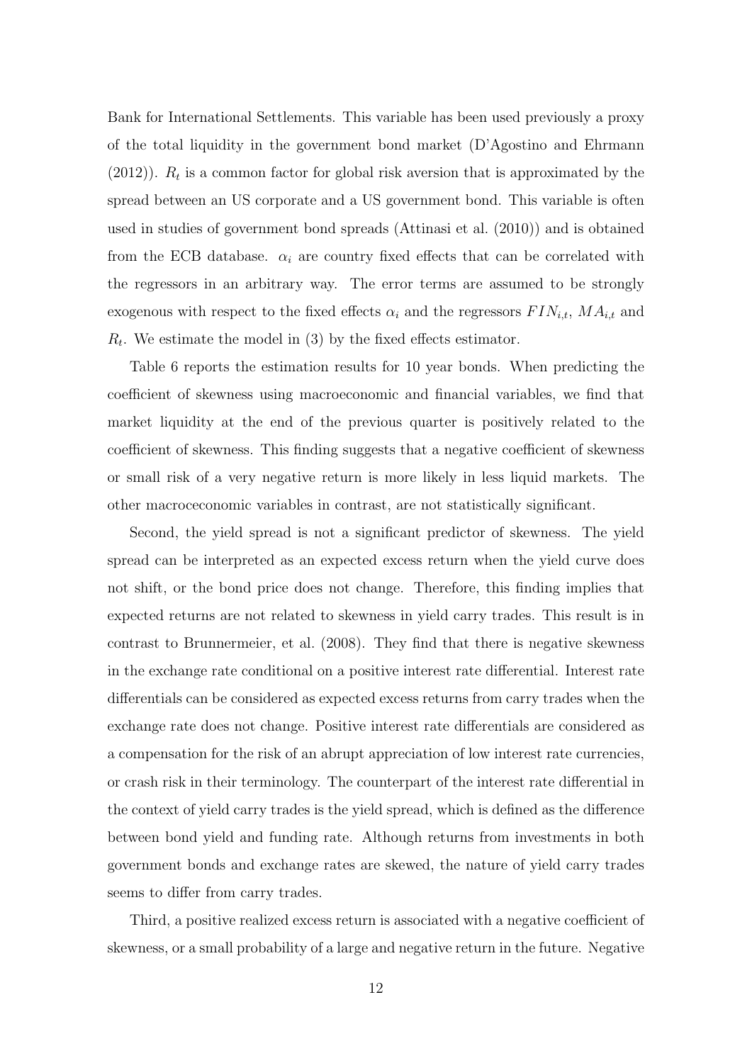Bank for International Settlements. This variable has been used previously a proxy of the total liquidity in the government bond market (D'Agostino and Ehrmann (2012)). $R_t$ is a common factor for global risk aversion that is approximated by the spread between an US corporate and a US government bond. This variable is often used in studies of government bond spreads (Attinasi et al. (2010)) and is obtained from the ECB database. $\alpha_i$ are country fixed effects that can be correlated with the regressors in an arbitrary way. The error terms are assumed to be strongly exogenous with respect to the fixed effects $\alpha_i$ and the regressors $FIN_{i,t}$, $MA_{i,t}$ and $R_t$. We estimate the model in (3) by the fixed effects estimator.

Table 6 reports the estimation results for 10 year bonds. When predicting the coefficient of skewness using macroeconomic and financial variables, we find that market liquidity at the end of the previous quarter is positively related to the coefficient of skewness. This finding suggests that a negative coefficient of skewness or small risk of a very negative return is more likely in less liquid markets. The other macroceconomic variables in contrast, are not statistically significant.

Second, the yield spread is not a significant predictor of skewness. The yield spread can be interpreted as an expected excess return when the yield curve does not shift, or the bond price does not change. Therefore, this finding implies that expected returns are not related to skewness in yield carry trades. This result is in contrast to Brunnermeier, et al. (2008). They find that there is negative skewness in the exchange rate conditional on a positive interest rate differential. Interest rate differentials can be considered as expected excess returns from carry trades when the exchange rate does not change. Positive interest rate differentials are considered as a compensation for the risk of an abrupt appreciation of low interest rate currencies, or crash risk in their terminology. The counterpart of the interest rate differential in the context of yield carry trades is the yield spread, which is defined as the difference between bond yield and funding rate. Although returns from investments in both government bonds and exchange rates are skewed, the nature of yield carry trades seems to differ from carry trades.

Third, a positive realized excess return is associated with a negative coefficient of skewness, or a small probability of a large and negative return in the future. Negative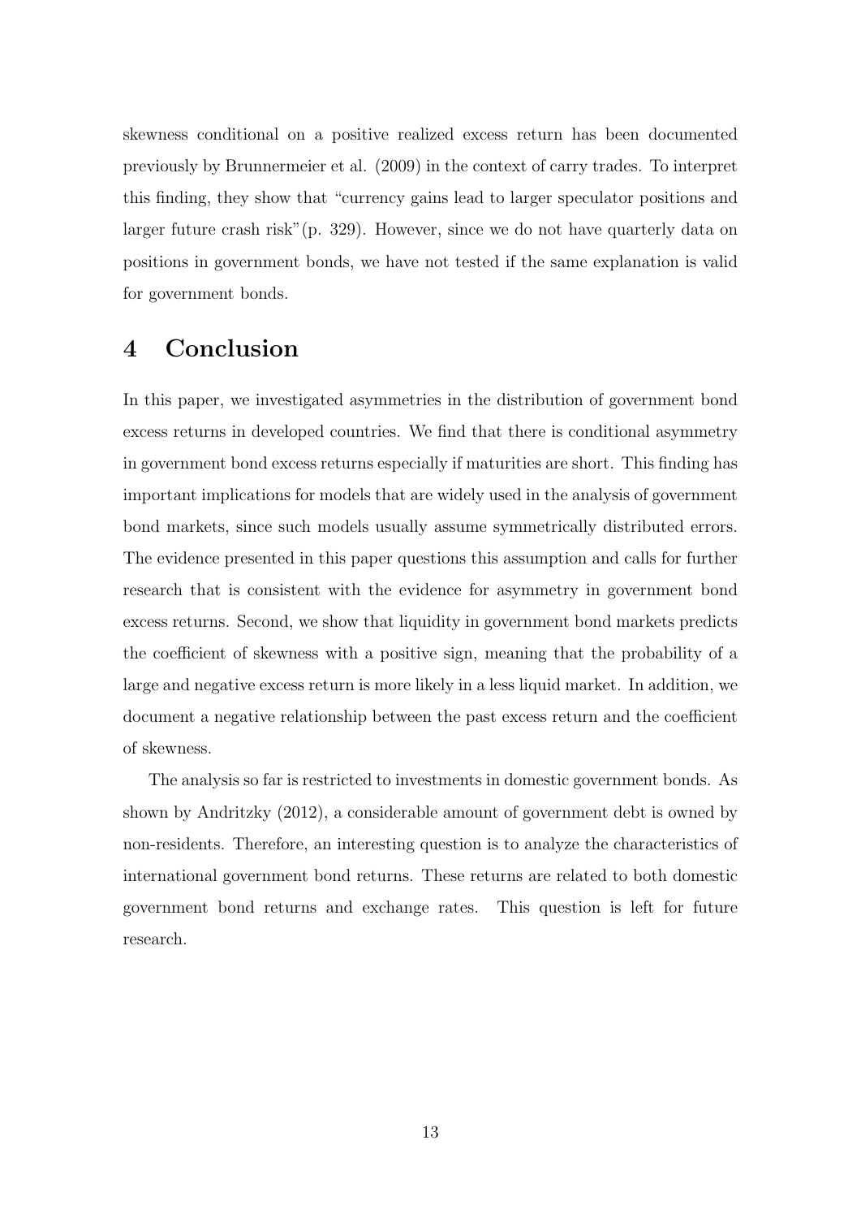skewness conditional on a positive realized excess return has been documented previously by Brunnermeier et al. (2009) in the context of carry trades. To interpret this finding, they show that "currency gains lead to larger speculator positions and larger future crash risk"(p. 329). However, since we do not have quarterly data on positions in government bonds, we have not tested if the same explanation is valid for government bonds.

# 4 Conclusion

In this paper, we investigated asymmetries in the distribution of government bond excess returns in developed countries. We find that there is conditional asymmetry in government bond excess returns especially if maturities are short. This finding has important implications for models that are widely used in the analysis of government bond markets, since such models usually assume symmetrically distributed errors. The evidence presented in this paper questions this assumption and calls for further research that is consistent with the evidence for asymmetry in government bond excess returns. Second, we show that liquidity in government bond markets predicts the coefficient of skewness with a positive sign, meaning that the probability of a large and negative excess return is more likely in a less liquid market. In addition, we document a negative relationship between the past excess return and the coefficient of skewness.

The analysis so far is restricted to investments in domestic government bonds. As shown by Andritzky (2012), a considerable amount of government debt is owned by non-residents. Therefore, an interesting question is to analyze the characteristics of international government bond returns. These returns are related to both domestic government bond returns and exchange rates. This question is left for future research.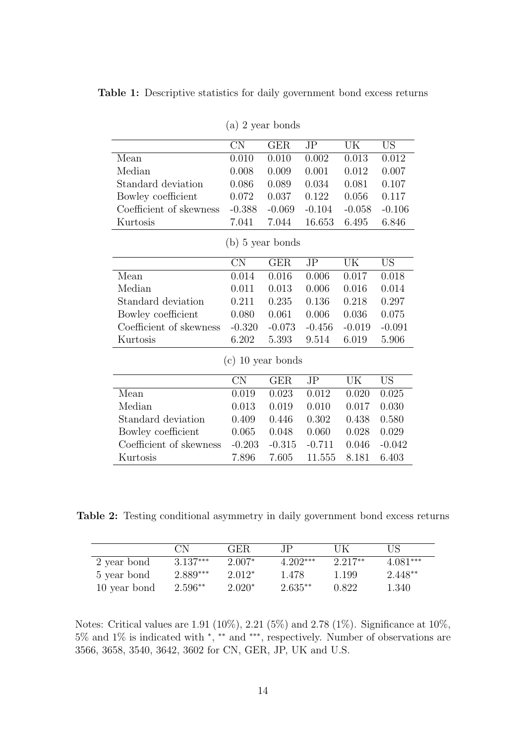**Table 1:** Descriptive statistics for daily government bond excess returns

(a) 2 year bonds

| | CN | GER | JP | UK | US |
|---|---|---|---|---|---|
| Mean | 0.010 | 0.010 | 0.002 | 0.013 | 0.012 |
| Median | 0.008 | 0.009 | 0.001 | 0.012 | 0.007 |
| Standard deviation | 0.086 | 0.089 | 0.034 | 0.081 | 0.107 |
| Bowley coefficient | 0.072 | 0.037 | 0.122 | 0.056 | 0.117 |
| Coefficient of skewness | -0.388 | -0.069 | -0.104 | -0.058 | -0.106 |
| Kurtosis | 7.041 | 7.044 | 16.653 | 6.495 | 6.846 |

(b) 5 year bonds

| | CN | GER | JP | UK | US |
|---|---|---|---|---|---|
| Mean | 0.014 | 0.016 | 0.006 | 0.017 | 0.018 |
| Median | 0.011 | 0.013 | 0.006 | 0.016 | 0.014 |
| Standard deviation | 0.211 | 0.235 | 0.136 | 0.218 | 0.297 |
| Bowley coefficient | 0.080 | 0.061 | 0.006 | 0.036 | 0.075 |
| Coefficient of skewness | -0.320 | -0.073 | -0.456 | -0.019 | -0.091 |
| Kurtosis | 6.202 | 5.393 | 9.514 | 6.019 | 5.906 |

(c) 10 year bonds

| | CN | GER | JP | UK | US |
|---|---|---|---|---|---|
| Mean | 0.019 | 0.023 | 0.012 | 0.020 | 0.025 |
| Median | 0.013 | 0.019 | 0.010 | 0.017 | 0.030 |
| Standard deviation | 0.409 | 0.446 | 0.302 | 0.438 | 0.580 |
| Bowley coefficient | 0.065 | 0.048 | 0.060 | 0.028 | 0.029 |
| Coefficient of skewness | -0.203 | -0.315 | -0.711 | 0.046 | -0.042 |
| Kurtosis | 7.896 | 7.605 | 11.555 | 8.181 | 6.403 |

**Table 2:** Testing conditional asymmetry in daily government bond excess returns

| | CN | GER | JP | UK | US |
|---|---|---|---|---|---|
| 2 year bond | 3.137*** | 2.007* | 4.202*** | 2.217** | 4.081*** |
| 5 year bond | 2.889*** | 2.012* | 1.478 | 1.199 | 2.448** |
| 10 year bond | 2.596** | 2.020* | 2.635** | 0.822 | 1.340 |

Notes: Critical values are 1.91 (10%), 2.21 (5%) and 2.78 (1%). Significance at 10%, 5% and 1% is indicated with *, ** and ***, respectively. Number of observations are 3566, 3658, 3540, 3642, 3602 for CN, GER, JP, UK and U.S.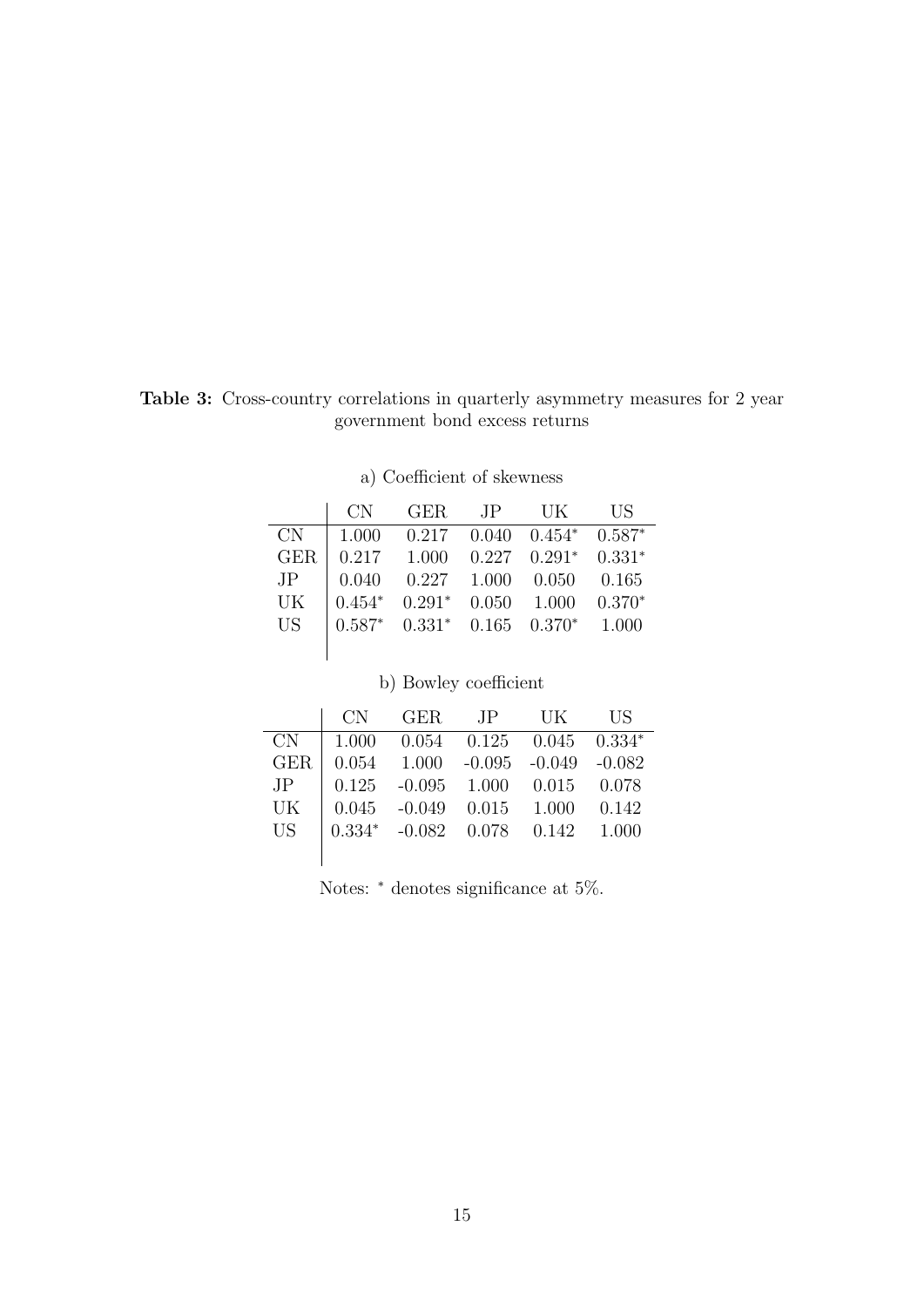**Table 3:** Cross-country correlations in quarterly asymmetry measures for 2 year government bond excess returns

a) Coefficient of skewness

| | CN | GER | JP | UK | US |
|---|---|---|---|---|---|
| CN | 1.000 | 0.217 | 0.040 | 0.454* | 0.587* |
| GER | 0.217 | 1.000 | 0.227 | 0.291* | 0.331* |
| JP | 0.040 | 0.227 | 1.000 | 0.050 | 0.165 |
| UK | 0.454* | 0.291* | 0.050 | 1.000 | 0.370* |
| US | 0.587* | 0.331* | 0.165 | 0.370* | 1.000 |

b) Bowley coefficient

| | CN | GER | JP | UK | US |
|---|---|---|---|---|---|
| CN | 1.000 | 0.054 | 0.125 | 0.045 | 0.334* |
| GER | 0.054 | 1.000 | -0.095 | -0.049 | -0.082 |
| JP | 0.125 | -0.095 | 1.000 | 0.015 | 0.078 |
| UK | 0.045 | -0.049 | 0.015 | 1.000 | 0.142 |
| US | 0.334* | -0.082 | 0.078 | 0.142 | 1.000 |

Notes: * denotes significance at 5%.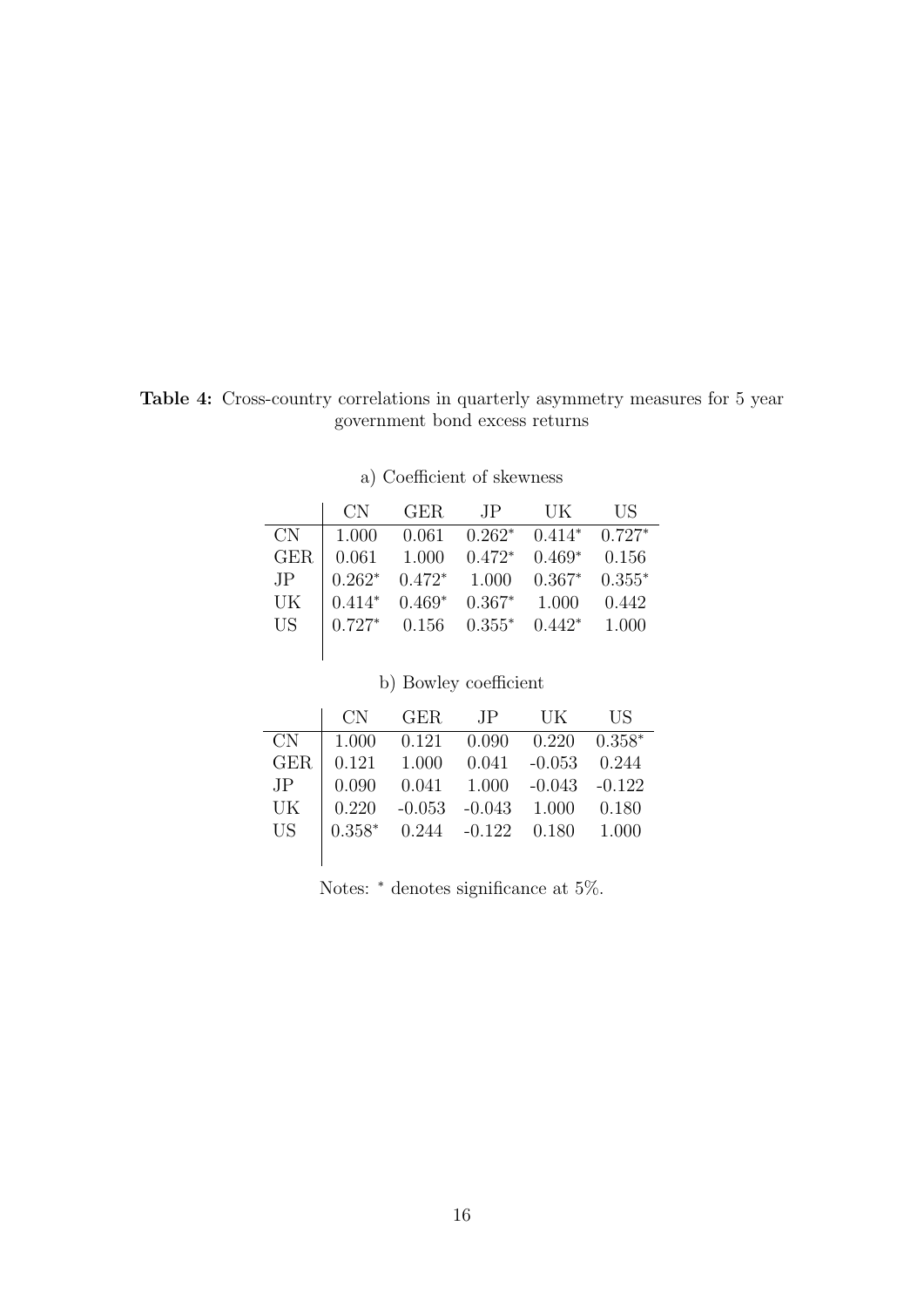**Table 4:** Cross-country correlations in quarterly asymmetry measures for 5 year government bond excess returns

a) Coefficient of skewness

| | CN | GER | JP | UK | US |
|---|---|---|---|---|---|
| CN | 1.000 | 0.061 | 0.262* | 0.414* | 0.727* |
| GER | 0.061 | 1.000 | 0.472* | 0.469* | 0.156 |
| JP | 0.262* | 0.472* | 1.000 | 0.367* | 0.355* |
| UK | 0.414* | 0.469* | 0.367* | 1.000 | 0.442 |
| US | 0.727* | 0.156 | 0.355* | 0.442* | 1.000 |

b) Bowley coefficient

| | CN | GER | JP | UK | US |
|---|---|---|---|---|---|
| CN | 1.000 | 0.121 | 0.090 | 0.220 | 0.358* |
| GER | 0.121 | 1.000 | 0.041 | -0.053 | 0.244 |
| JP | 0.090 | 0.041 | 1.000 | -0.043 | -0.122 |
| UK | 0.220 | -0.053 | -0.043 | 1.000 | 0.180 |
| US | 0.358* | 0.244 | -0.122 | 0.180 | 1.000 |

Notes: * denotes significance at 5%.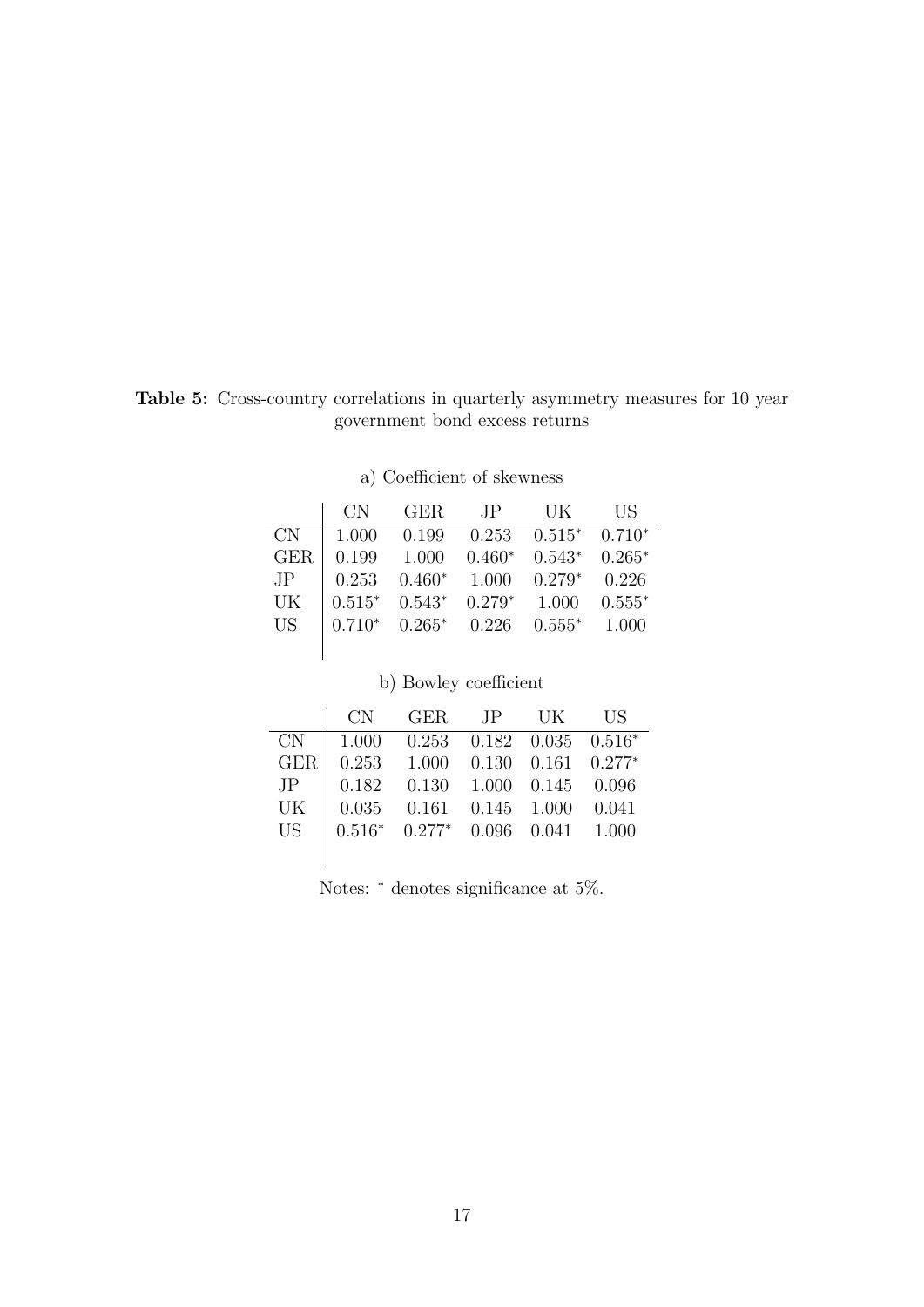**Table 5:** Cross-country correlations in quarterly asymmetry measures for 10 year government bond excess returns

a) Coefficient of skewness

| | CN | GER | JP | UK | US |
|---|---|---|---|---|---|
| CN | 1.000 | 0.199 | 0.253 | $0.515^{*}$ | $0.710^{*}$ |
| GER | 0.199 | 1.000 | $0.460^{*}$ | $0.543^{*}$ | $0.265^{*}$ |
| JP | 0.253 | $0.460^{*}$ | 1.000 | $0.279^{*}$ | 0.226 |
| UK | $0.515^{*}$ | $0.543^{*}$ | $0.279^{*}$ | 1.000 | $0.555^{*}$ |
| US | $0.710^{*}$ | $0.265^{*}$ | 0.226 | $0.555^{*}$ | 1.000 |

b) Bowley coefficient

| | CN | GER | JP | UK | US |
|---|---|---|---|---|---|
| CN | 1.000 | 0.253 | 0.182 | 0.035 | $0.516^{*}$ |
| GER | 0.253 | 1.000 | 0.130 | 0.161 | $0.277^{*}$ |
| JP | 0.182 | 0.130 | 1.000 | 0.145 | 0.096 |
| UK | 0.035 | 0.161 | 0.145 | 1.000 | 0.041 |
| US | $0.516^{*}$ | $0.277^{*}$ | 0.096 | 0.041 | 1.000 |

Notes: $^{*}$ denotes significance at 5%.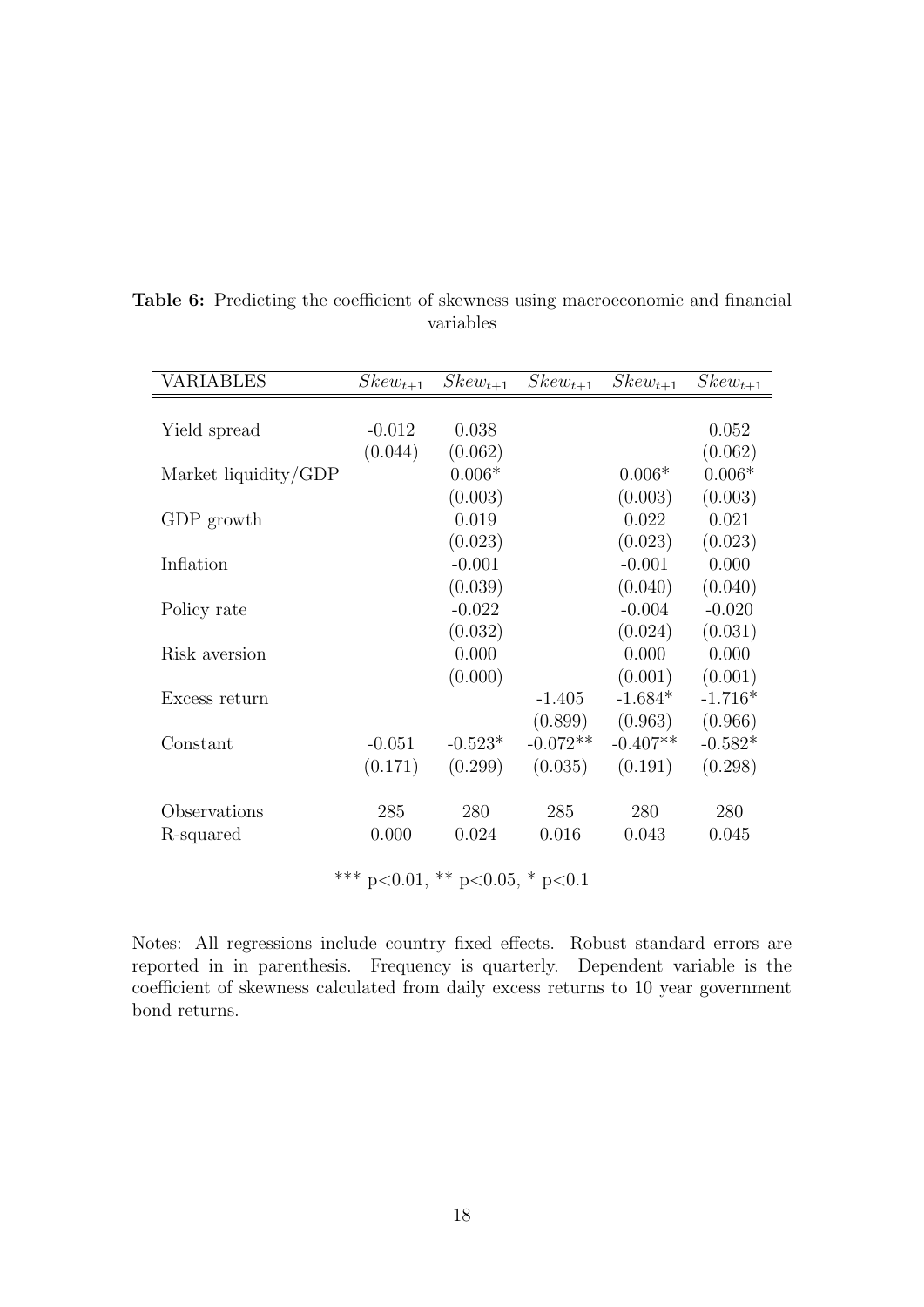**Table 6:** Predicting the coefficient of skewness using macroeconomic and financial variables

| VARIABLES | $Skew_{t+1}$ | $Skew_{t+1}$ | $Skew_{t+1}$ | $Skew_{t+1}$ | $Skew_{t+1}$ |
|---|---|---|---|---|---|
| Yield spread | -0.012 | 0.038 | | | 0.052 |
| | (0.044) | (0.062) | | | (0.062) |
| Market liquidity/GDP | | 0.006* | | 0.006* | 0.006* |
| | | (0.003) | | (0.003) | (0.003) |
| GDP growth | | 0.019 | | 0.022 | 0.021 |
| | | (0.023) | | (0.023) | (0.023) |
| Inflation | | -0.001 | | -0.001 | 0.000 |
| | | (0.039) | | (0.040) | (0.040) |
| Policy rate | | -0.022 | | -0.004 | -0.020 |
| | | (0.032) | | (0.024) | (0.031) |
| Risk aversion | | 0.000 | | 0.000 | 0.000 |
| | | (0.000) | | (0.001) | (0.001) |
| Excess return | | | -1.405 | -1.684* | -1.716* |
| | | | (0.899) | (0.963) | (0.966) |
| Constant | -0.051 | -0.523* | -0.072** | -0.407** | -0.582* |
| | (0.171) | (0.299) | (0.035) | (0.191) | (0.298) |
| Observations | 285 | 280 | 285 | 280 | 280 |
| R-squared | 0.000 | 0.024 | 0.016 | 0.043 | 0.045 |

*** $p<0.01$, ** $p<0.05$, * $p<0.1$

Notes: All regressions include country fixed effects. Robust standard errors are reported in in parenthesis. Frequency is quarterly. Dependent variable is the coefficient of skewness calculated from daily excess returns to 10 year government bond returns.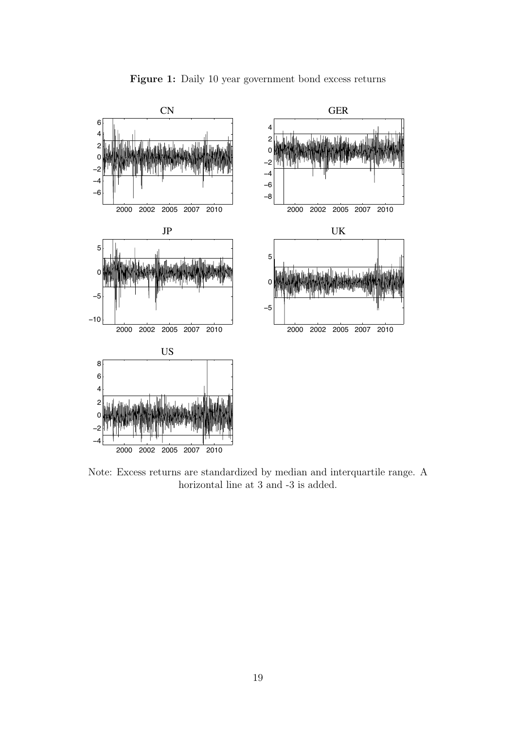**Figure 1:** Daily 10 year government bond excess returns

Note: Excess returns are standardized by median and interquartile range. A horizontal line at 3 and -3 is added.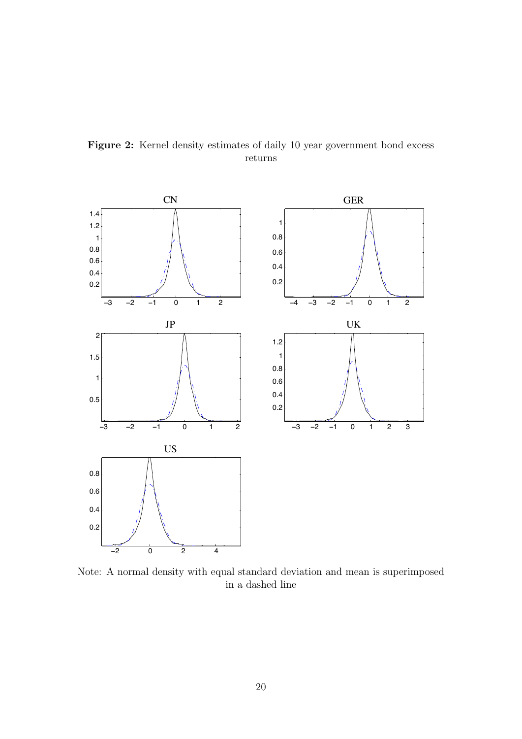**Figure 2:** Kernel density estimates of daily 10 year government bond excess returns

Note: A normal density with equal standard deviation and mean is superimposed in a dashed line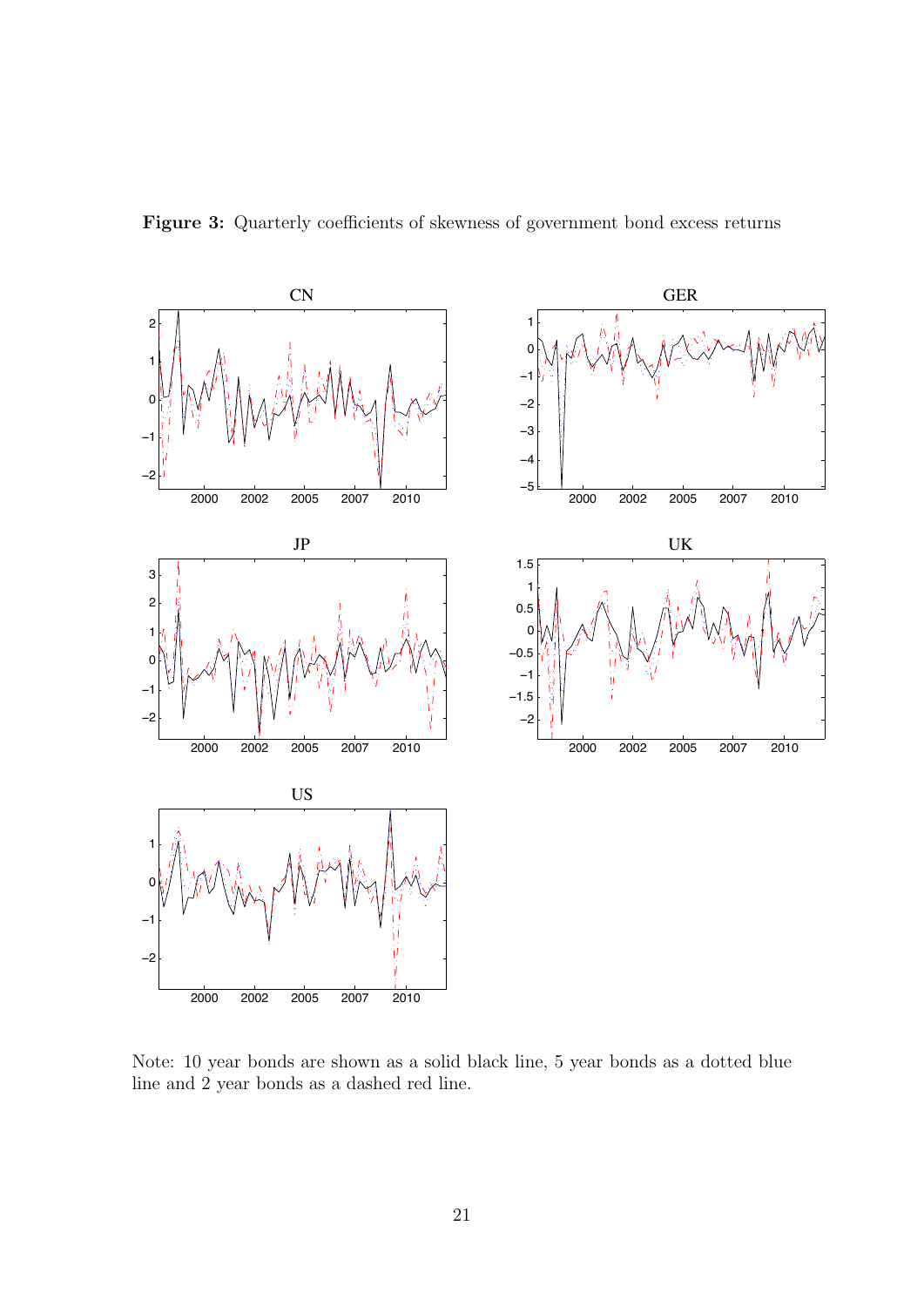**Figure 3:** Quarterly coefficients of skewness of government bond excess returns

Note: 10 year bonds are shown as a solid black line, 5 year bonds as a dotted blue line and 2 year bonds as a dashed red line.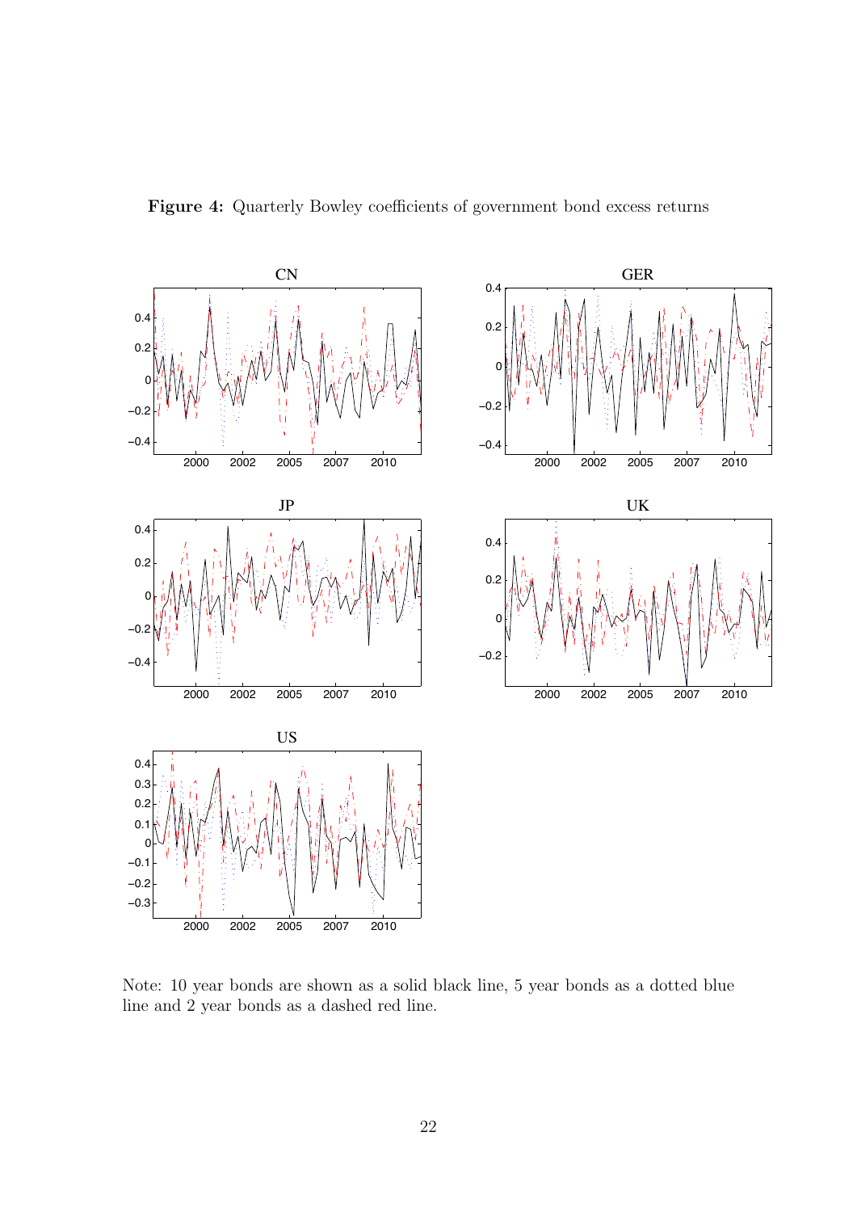**Figure 4:** Quarterly Bowley coefficients of government bond excess returns

Note: 10 year bonds are shown as a solid black line, 5 year bonds as a dotted blue line and 2 year bonds as a dashed red line.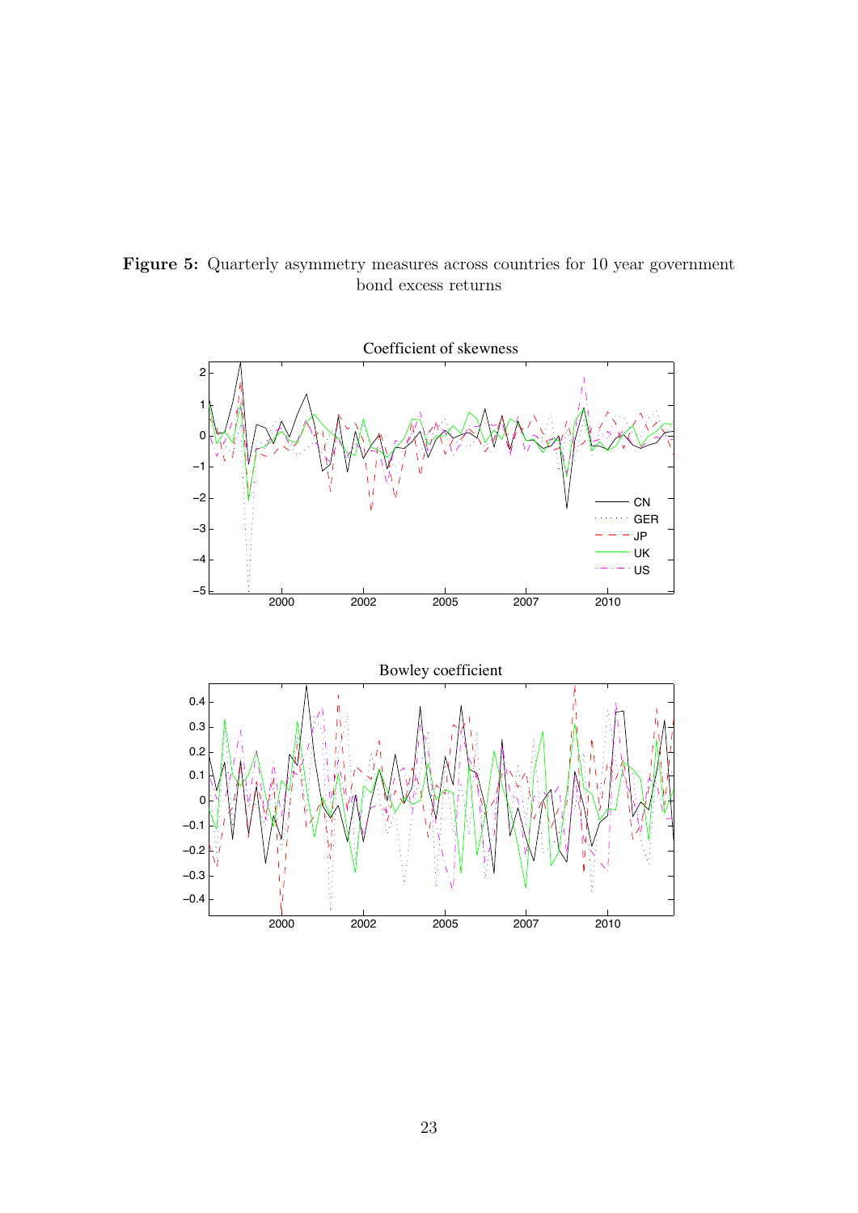**Figure 5:** Quarterly asymmetry measures across countries for 10 year government bond excess returns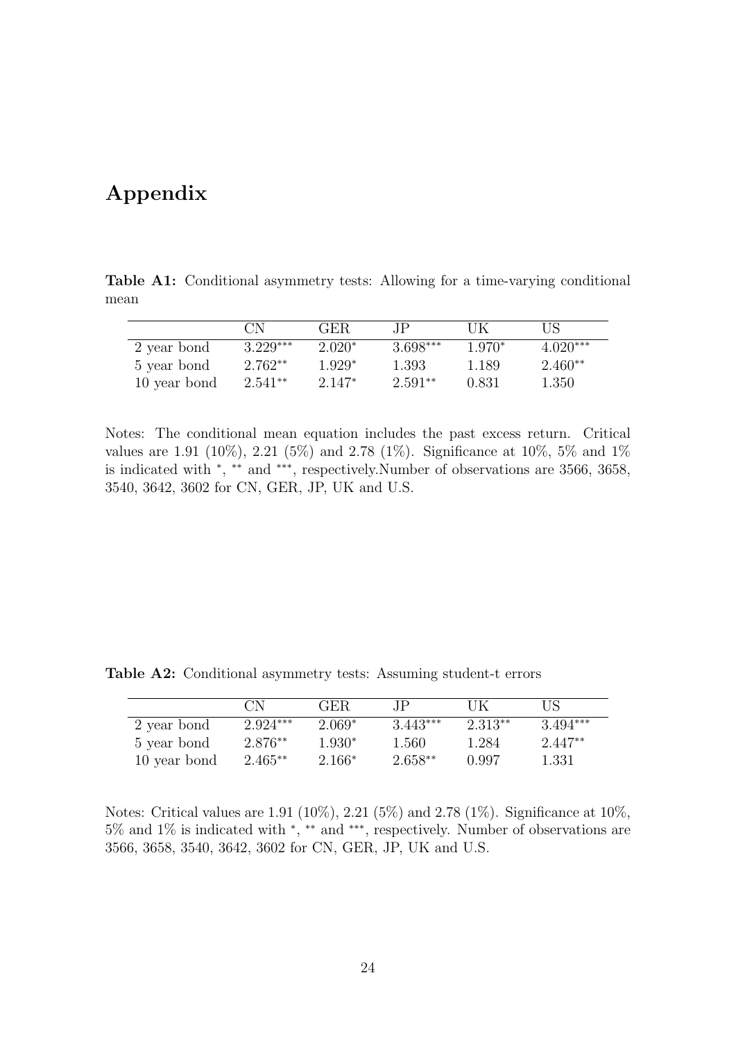# Appendix

**Table A1:** Conditional asymmetry tests: Allowing for a time-varying conditional mean

| | CN | GER | JP | UK | US |
|---|---|---|---|---|---|
| 2 year bond | 3.229*** | 2.020* | 3.698*** | 1.970* | 4.020*** |
| 5 year bond | 2.762** | 1.929* | 1.393 | 1.189 | 2.460** |
| 10 year bond | 2.541** | 2.147* | 2.591** | 0.831 | 1.350 |

Notes: The conditional mean equation includes the past excess return. Critical values are 1.91 (10%), 2.21 (5%) and 2.78 (1%). Significance at 10%, 5% and 1% is indicated with *, ** and ***, respectively.Number of observations are 3566, 3658, 3540, 3642, 3602 for CN, GER, JP, UK and U.S.

**Table A2:** Conditional asymmetry tests: Assuming student-t errors

| | CN | GER | JP | UK | US |
|---|---|---|---|---|---|
| 2 year bond | 2.924*** | 2.069* | 3.443*** | 2.313** | 3.494*** |
| 5 year bond | 2.876** | 1.930* | 1.560 | 1.284 | 2.447** |
| 10 year bond | 2.465** | 2.166* | 2.658** | 0.997 | 1.331 |

Notes: Critical values are 1.91 (10%), 2.21 (5%) and 2.78 (1%). Significance at 10%, 5% and 1% is indicated with *, ** and ***, respectively. Number of observations are 3566, 3658, 3540, 3642, 3602 for CN, GER, JP, UK and U.S.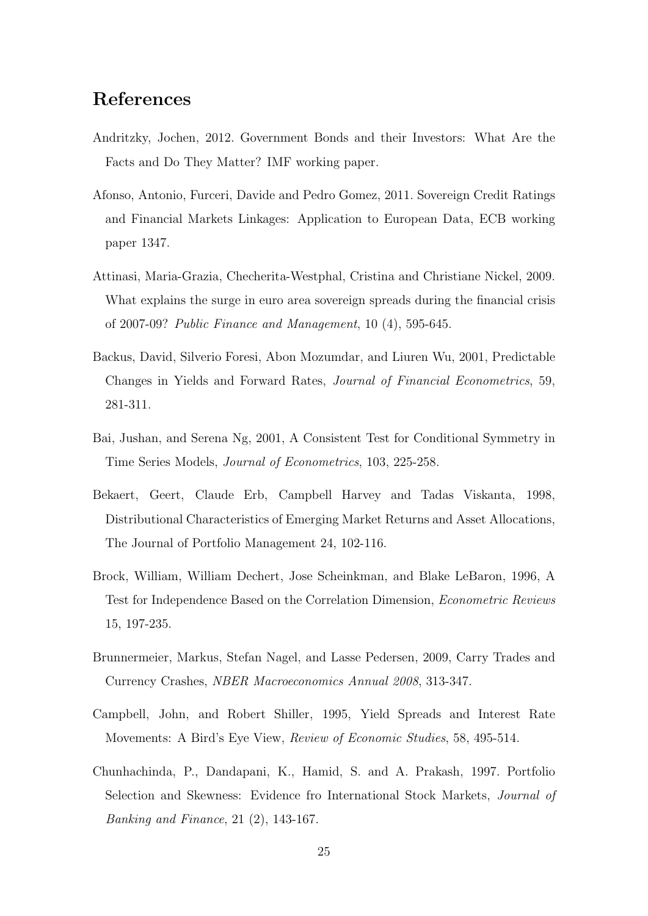# References

Andritzky, Jochen, 2012. Government Bonds and their Investors: What Are the Facts and Do They Matter? IMF working paper.

Afonso, Antonio, Furceri, Davide and Pedro Gomez, 2011. Sovereign Credit Ratings and Financial Markets Linkages: Application to European Data, ECB working paper 1347.

Attinasi, Maria-Grazia, Checherita-Westphal, Cristina and Christiane Nickel, 2009. What explains the surge in euro area sovereign spreads during the financial crisis of 2007-09? *Public Finance and Management*, 10 (4), 595-645.

Backus, David, Silverio Foresi, Abon Mozumdar, and Liuren Wu, 2001, Predictable Changes in Yields and Forward Rates, *Journal of Financial Econometrics*, 59, 281-311.

Bai, Jushan, and Serena Ng, 2001, A Consistent Test for Conditional Symmetry in Time Series Models, *Journal of Econometrics*, 103, 225-258.

Bekaert, Geert, Claude Erb, Campbell Harvey and Tadas Viskanta, 1998, Distributional Characteristics of Emerging Market Returns and Asset Allocations, The Journal of Portfolio Management 24, 102-116.

Brock, William, William Dechert, Jose Scheinkman, and Blake LeBaron, 1996, A Test for Independence Based on the Correlation Dimension, *Econometric Reviews* 15, 197-235.

Brunnermeier, Markus, Stefan Nagel, and Lasse Pedersen, 2009, Carry Trades and Currency Crashes, *NBER Macroeconomics Annual 2008*, 313-347.

Campbell, John, and Robert Shiller, 1995, Yield Spreads and Interest Rate Movements: A Bird's Eye View, *Review of Economic Studies*, 58, 495-514.

Chunhachinda, P., Dandapani, K., Hamid, S. and A. Prakash, 1997. Portfolio Selection and Skewness: Evidence fro International Stock Markets, *Journal of Banking and Finance*, 21 (2), 143-167.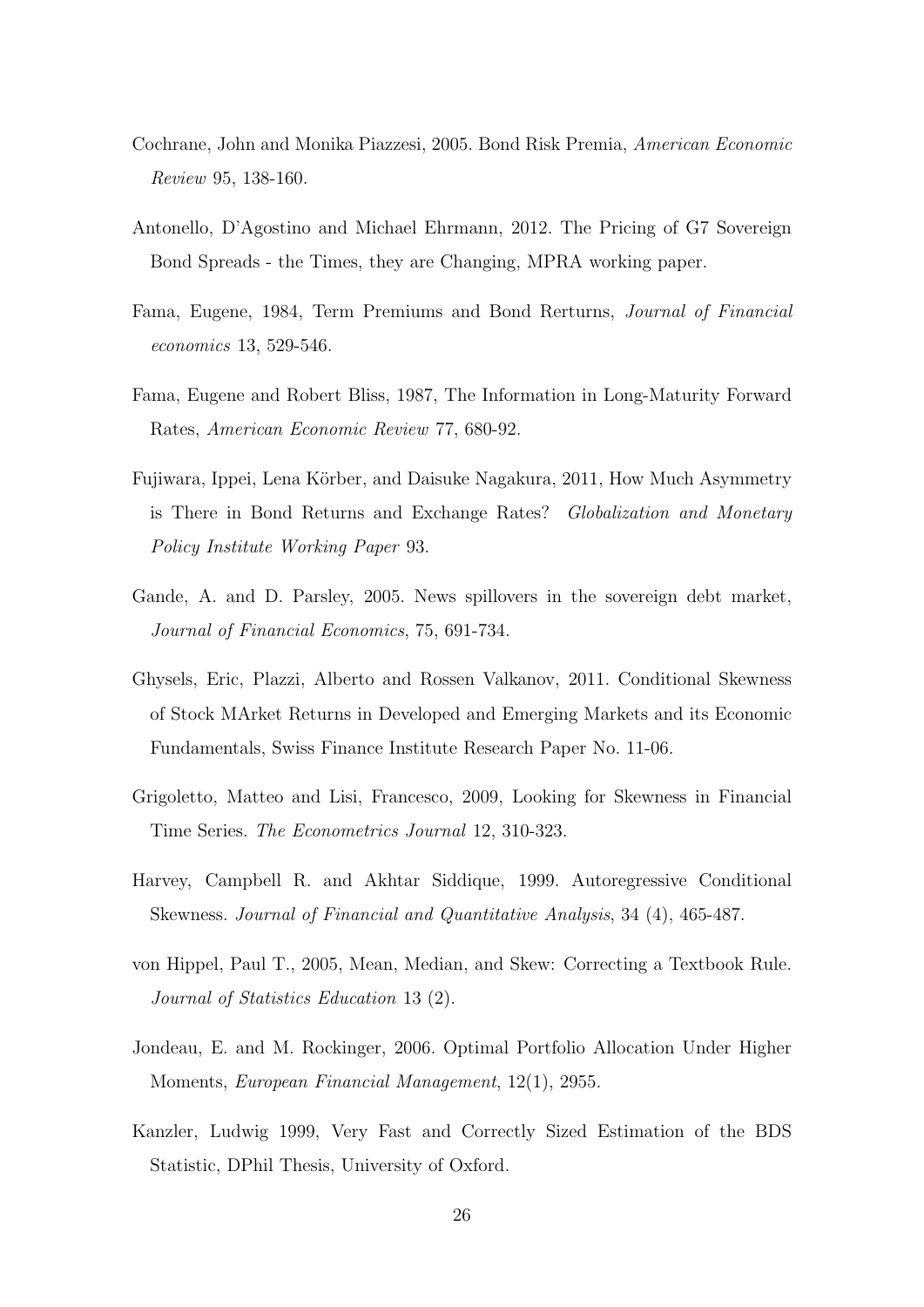Cochrane, John and Monika Piazzesi, 2005. Bond Risk Premia, *American Economic Review* 95, 138-160.

Antonello, D'Agostino and Michael Ehrmann, 2012. The Pricing of G7 Sovereign Bond Spreads - the Times, they are Changing, MPRA working paper.

Fama, Eugene, 1984, Term Premiums and Bond Rerturns, *Journal of Financial economics* 13, 529-546.

Fama, Eugene and Robert Bliss, 1987, The Information in Long-Maturity Forward Rates, *American Economic Review* 77, 680-92.

Fujiwara, Ippei, Lena Körber, and Daisuke Nagakura, 2011, How Much Asymmetry is There in Bond Returns and Exchange Rates? *Globalization and Monetary Policy Institute Working Paper* 93.

Gande, A. and D. Parsley, 2005. News spillovers in the sovereign debt market, *Journal of Financial Economics*, 75, 691-734.

Ghysels, Eric, Plazzi, Alberto and Rossen Valkanov, 2011. Conditional Skewness of Stock MArket Returns in Developed and Emerging Markets and its Economic Fundamentals, Swiss Finance Institute Research Paper No. 11-06.

Grigoletto, Matteo and Lisi, Francesco, 2009, Looking for Skewness in Financial Time Series. *The Econometrics Journal* 12, 310-323.

Harvey, Campbell R. and Akhtar Siddique, 1999. Autoregressive Conditional Skewness. *Journal of Financial and Quantitative Analysis*, 34 (4), 465-487.

von Hippel, Paul T., 2005, Mean, Median, and Skew: Correcting a Textbook Rule. *Journal of Statistics Education* 13 (2).

Jondeau, E. and M. Rockinger, 2006. Optimal Portfolio Allocation Under Higher Moments, *European Financial Management*, 12(1), 2955.

Kanzler, Ludwig 1999, Very Fast and Correctly Sized Estimation of the BDS Statistic, DPhil Thesis, University of Oxford.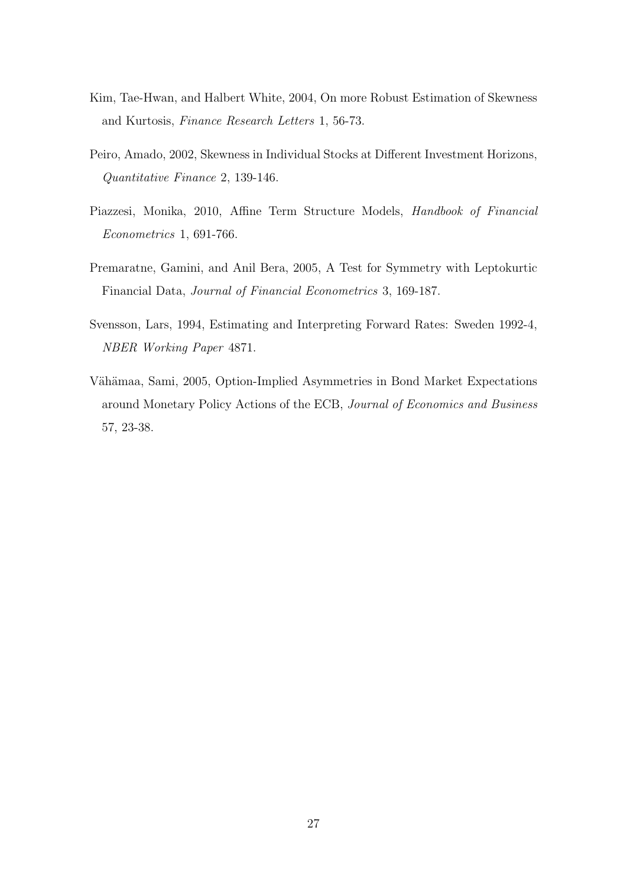Kim, Tae-Hwan, and Halbert White, 2004, On more Robust Estimation of Skewness and Kurtosis, *Finance Research Letters* 1, 56-73.

Peiro, Amado, 2002, Skewness in Individual Stocks at Different Investment Horizons, *Quantitative Finance* 2, 139-146.

Piazzesi, Monika, 2010, Affine Term Structure Models, *Handbook of Financial Econometrics* 1, 691-766.

Premaratne, Gamini, and Anil Bera, 2005, A Test for Symmetry with Leptokurtic Financial Data, *Journal of Financial Econometrics* 3, 169-187.

Svensson, Lars, 1994, Estimating and Interpreting Forward Rates: Sweden 1992-4, *NBER Working Paper* 4871.

Vähämaa, Sami, 2005, Option-Implied Asymmetries in Bond Market Expectations around Monetary Policy Actions of the ECB, *Journal of Economics and Business* 57, 23-38.